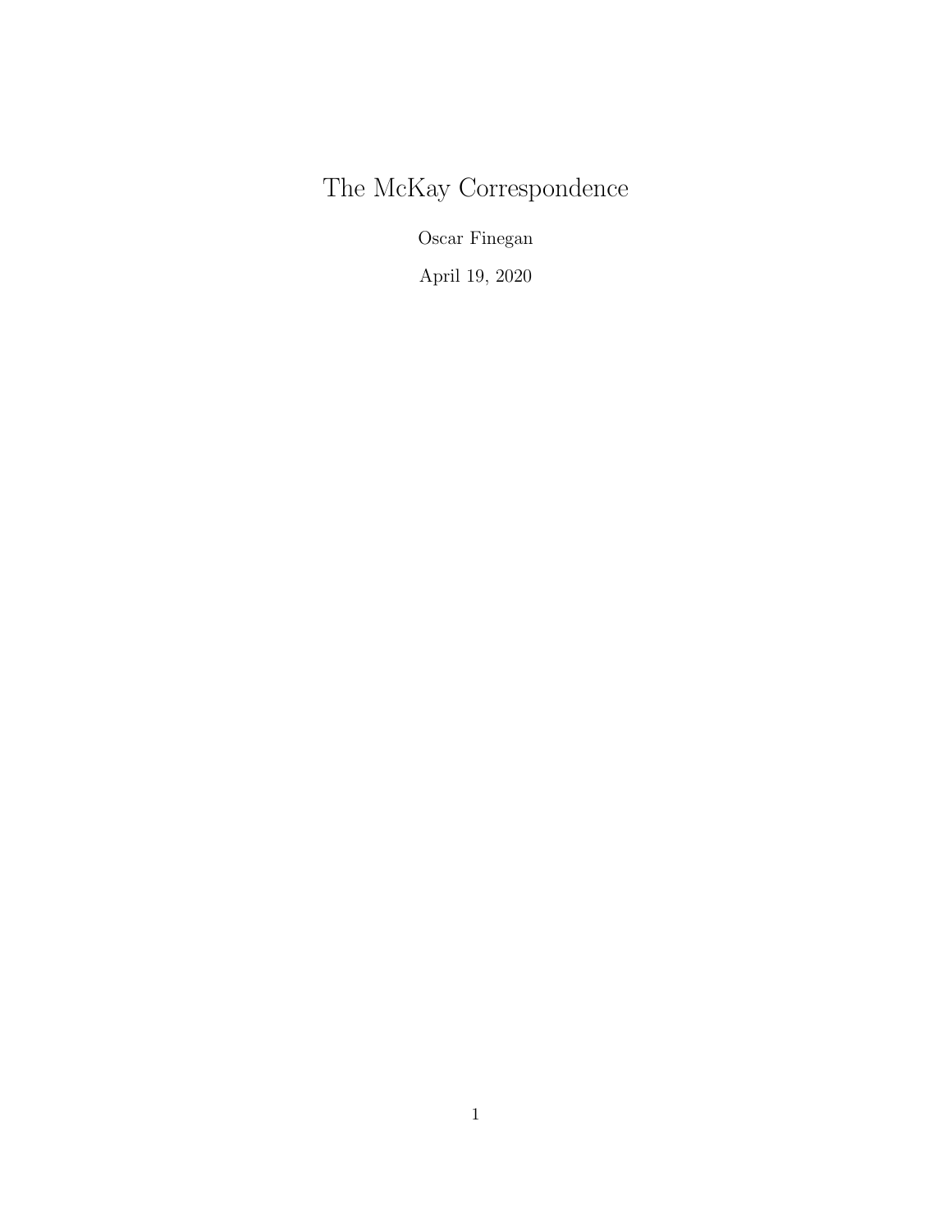# The McKay Correspondence

Oscar Finegan

April 19, 2020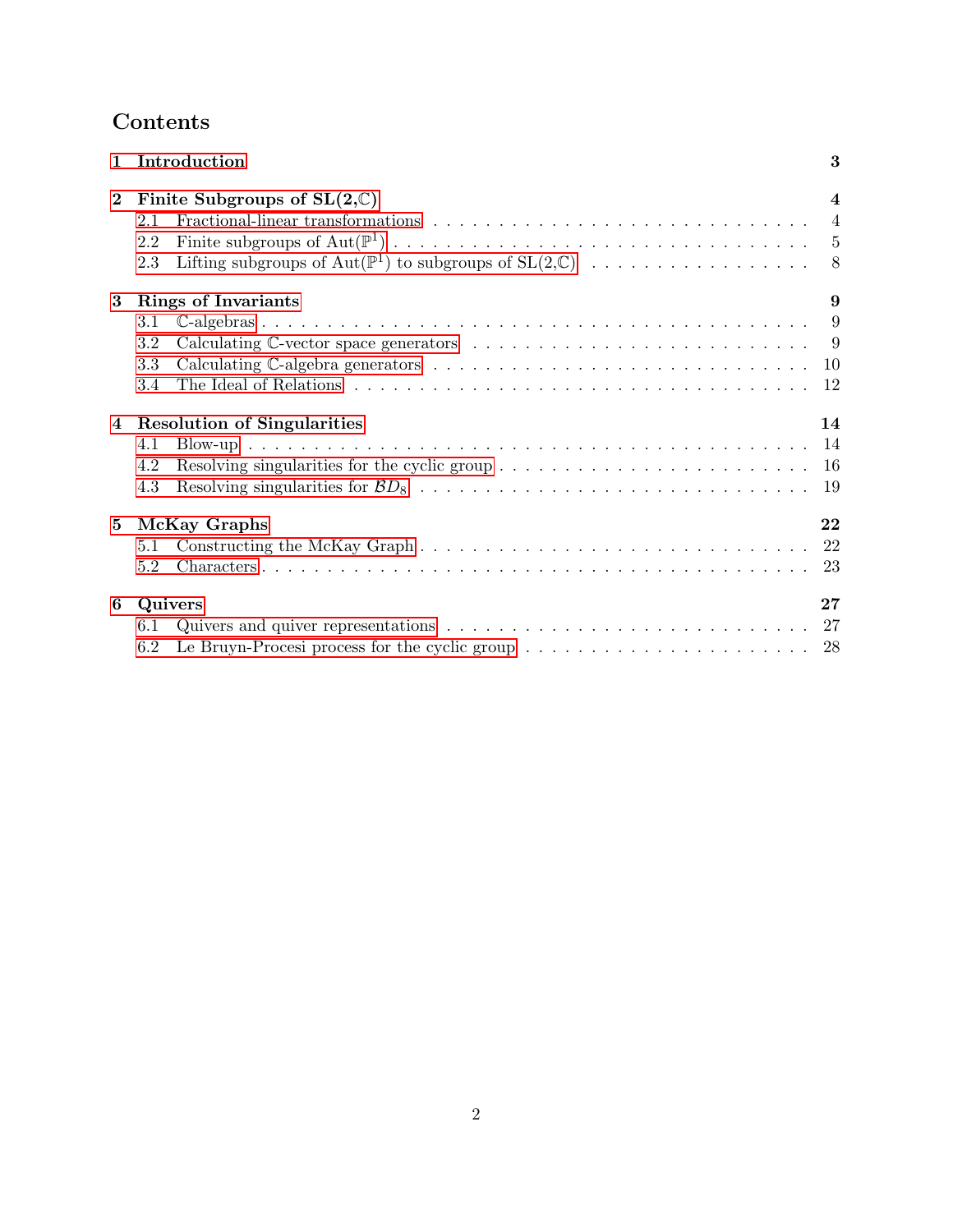# Contents

**1 Introduction** — 3

**2 Finite Subgroups of SL(2,$\mathbb{C}$)** — 4
- 2.1 Fractional-linear transformations — 4
- 2.2 Finite subgroups of Aut($\mathbb{P}^1$) — 5
- 2.3 Lifting subgroups of Aut($\mathbb{P}^1$) to subgroups of SL(2,$\mathbb{C}$) — 8

**3 Rings of Invariants** — 9
- 3.1 $\mathbb{C}$-algebras — 9
- 3.2 Calculating $\mathbb{C}$-vector space generators — 9
- 3.3 Calculating $\mathbb{C}$-algebra generators — 10
- 3.4 The Ideal of Relations — 12

**4 Resolution of Singularities** — 14
- 4.1 Blow-up — 14
- 4.2 Resolving singularities for the cyclic group — 16
- 4.3 Resolving singularities for $\mathcal{B}D_8$ — 19

**5 McKay Graphs** — 22
- 5.1 Constructing the McKay Graph — 22
- 5.2 Characters — 23

**6 Quivers** — 27
- 6.1 Quivers and quiver representations — 27
- 6.2 Le Bruyn-Procesi process for the cyclic group — 28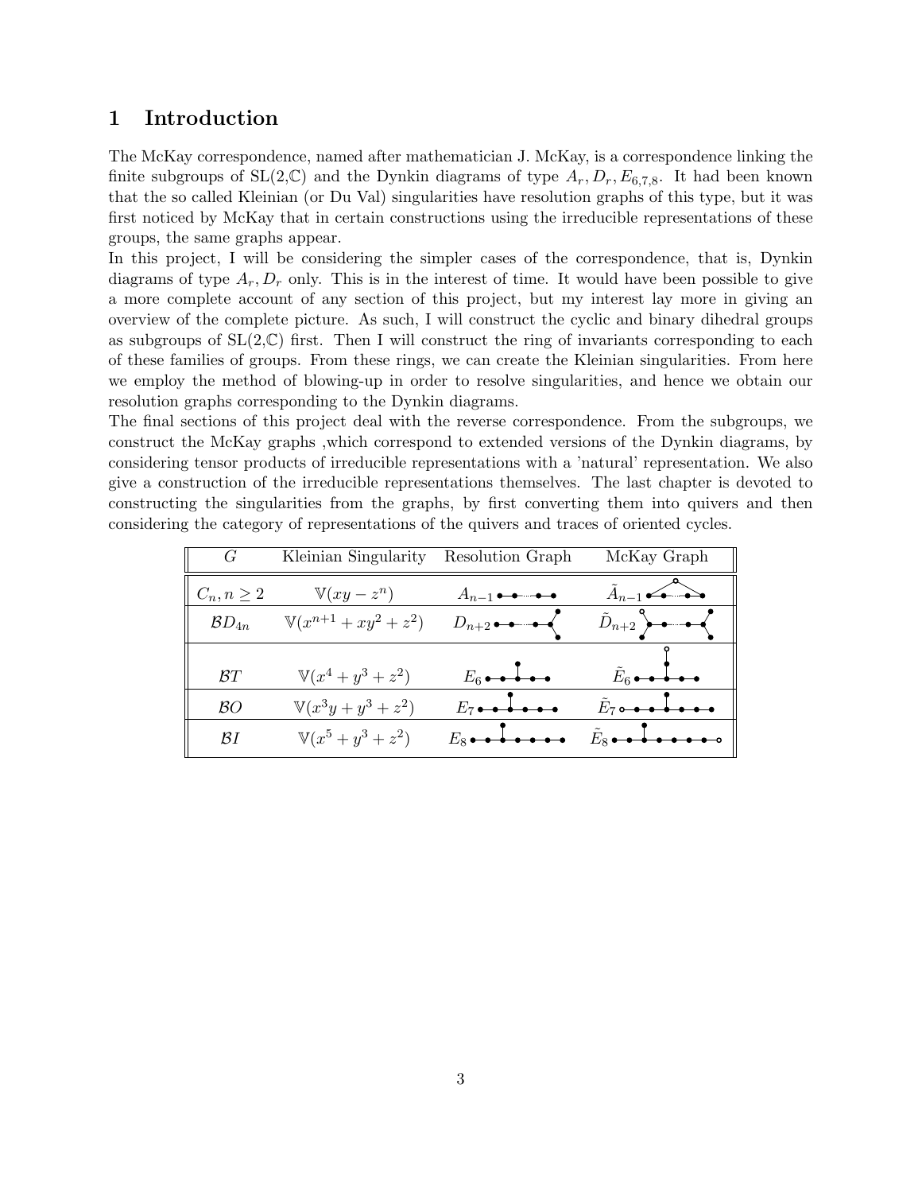# 1 Introduction

The McKay correspondence, named after mathematician J. McKay, is a correspondence linking the finite subgroups of SL(2,$\mathbb{C}$) and the Dynkin diagrams of type $A_r, D_r, E_{6,7,8}$. It had been known that the so called Kleinian (or Du Val) singularities have resolution graphs of this type, but it was first noticed by McKay that in certain constructions using the irreducible representations of these groups, the same graphs appear.

In this project, I will be considering the simpler cases of the correspondence, that is, Dynkin diagrams of type $A_r, D_r$ only. This is in the interest of time. It would have been possible to give a more complete account of any section of this project, but my interest lay more in giving an overview of the complete picture. As such, I will construct the cyclic and binary dihedral groups as subgroups of SL(2,$\mathbb{C}$) first. Then I will construct the ring of invariants corresponding to each of these families of groups. From these rings, we can create the Kleinian singularities. From here we employ the method of blowing-up in order to resolve singularities, and hence we obtain our resolution graphs corresponding to the Dynkin diagrams.

The final sections of this project deal with the reverse correspondence. From the subgroups, we construct the McKay graphs ,which correspond to extended versions of the Dynkin diagrams, by considering tensor products of irreducible representations with a 'natural' representation. We also give a construction of the irreducible representations themselves. The last chapter is devoted to constructing the singularities from the graphs, by first converting them into quivers and then considering the category of representations of the quivers and traces of oriented cycles.

| $G$ | Kleinian Singularity | Resolution Graph | McKay Graph |
|---|---|---|---|
| $C_n, n \geq 2$ | $\mathbb{V}(xy - z^n)$ | $A_{n-1}$ | $\tilde{A}_{n-1}$ |
| $\mathcal{B}D_{4n}$ | $\mathbb{V}(x^{n+1} + xy^2 + z^2)$ | $D_{n+2}$ | $\tilde{D}_{n+2}$ |
| $\mathcal{B}T$ | $\mathbb{V}(x^4 + y^3 + z^2)$ | $E_6$ | $\tilde{E}_6$ |
| $\mathcal{B}O$ | $\mathbb{V}(x^3y + y^3 + z^2)$ | $E_7$ | $\tilde{E}_7$ |
| $\mathcal{B}I$ | $\mathbb{V}(x^5 + y^3 + z^2)$ | $E_8$ | $\tilde{E}_8$ |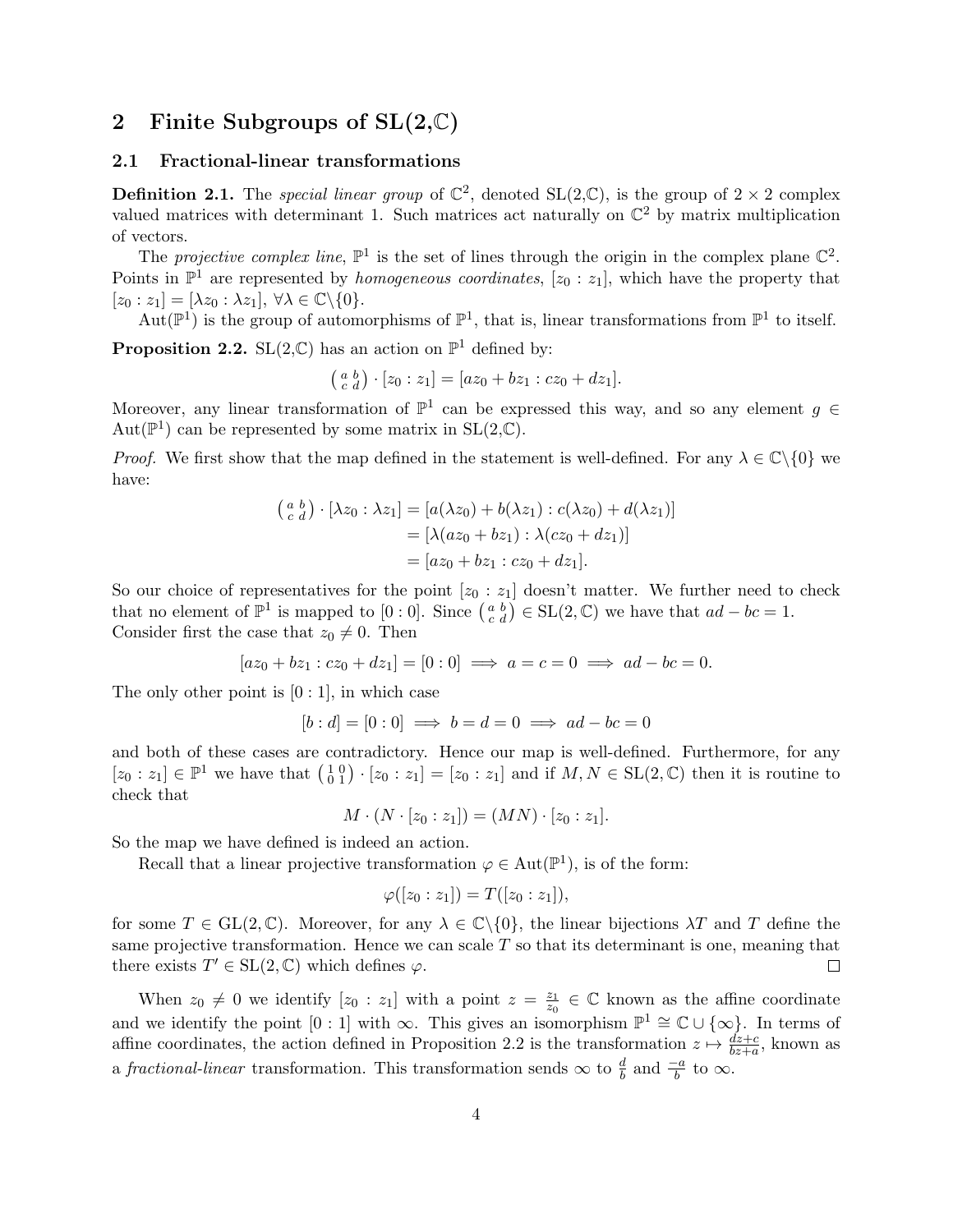# 2 Finite Subgroups of SL(2,$\mathbb{C}$)

## 2.1 Fractional-linear transformations

**Definition 2.1.** The *special linear group* of $\mathbb{C}^2$, denoted SL(2,$\mathbb{C}$), is the group of $2 \times 2$ complex valued matrices with determinant 1. Such matrices act naturally on $\mathbb{C}^2$ by matrix multiplication of vectors.

The *projective complex line*, $\mathbb{P}^1$ is the set of lines through the origin in the complex plane $\mathbb{C}^2$. Points in $\mathbb{P}^1$ are represented by *homogeneous coordinates*, $[z_0 : z_1]$, which have the property that $[z_0 : z_1] = [\lambda z_0 : \lambda z_1]$, $\forall \lambda \in \mathbb{C}\backslash\{0\}$.

Aut($\mathbb{P}^1$) is the group of automorphisms of $\mathbb{P}^1$, that is, linear transformations from $\mathbb{P}^1$ to itself.

**Proposition 2.2.** SL(2,$\mathbb{C}$) has an action on $\mathbb{P}^1$ defined by:

$$\left(\begin{smallmatrix} a & b \\ c & d \end{smallmatrix}\right) \cdot [z_0 : z_1] = [az_0 + bz_1 : cz_0 + dz_1].$$

Moreover, any linear transformation of $\mathbb{P}^1$ can be expressed this way, and so any element $g \in$ Aut($\mathbb{P}^1$) can be represented by some matrix in SL(2,$\mathbb{C}$).

*Proof.* We first show that the map defined in the statement is well-defined. For any $\lambda \in \mathbb{C}\backslash\{0\}$ we have:

$$\begin{aligned}
\left(\begin{smallmatrix} a & b \\ c & d \end{smallmatrix}\right) \cdot [\lambda z_0 : \lambda z_1] &= [a(\lambda z_0) + b(\lambda z_1) : c(\lambda z_0) + d(\lambda z_1)] \\
&= [\lambda(az_0 + bz_1) : \lambda(cz_0 + dz_1)] \\
&= [az_0 + bz_1 : cz_0 + dz_1].
\end{aligned}$$

So our choice of representatives for the point $[z_0 : z_1]$ doesn't matter. We further need to check that no element of $\mathbb{P}^1$ is mapped to $[0 : 0]$. Since $\left(\begin{smallmatrix} a & b \\ c & d \end{smallmatrix}\right) \in \mathrm{SL}(2,\mathbb{C})$ we have that $ad - bc = 1$. Consider first the case that $z_0 \neq 0$. Then

$$[az_0 + bz_1 : cz_0 + dz_1] = [0 : 0] \implies a = c = 0 \implies ad - bc = 0.$$

The only other point is $[0 : 1]$, in which case

$$[b : d] = [0 : 0] \implies b = d = 0 \implies ad - bc = 0$$

and both of these cases are contradictory. Hence our map is well-defined. Furthermore, for any $[z_0 : z_1] \in \mathbb{P}^1$ we have that $\left(\begin{smallmatrix} 1 & 0 \\ 0 & 1 \end{smallmatrix}\right) \cdot [z_0 : z_1] = [z_0 : z_1]$ and if $M, N \in \mathrm{SL}(2,\mathbb{C})$ then it is routine to check that

$$M \cdot (N \cdot [z_0 : z_1]) = (MN) \cdot [z_0 : z_1].$$

So the map we have defined is indeed an action.

Recall that a linear projective transformation $\varphi \in \mathrm{Aut}(\mathbb{P}^1)$, is of the form:

$$\varphi([z_0 : z_1]) = T([z_0 : z_1]),$$

for some $T \in \mathrm{GL}(2,\mathbb{C})$. Moreover, for any $\lambda \in \mathbb{C}\backslash\{0\}$, the linear bijections $\lambda T$ and $T$ define the same projective transformation. Hence we can scale $T$ so that its determinant is one, meaning that there exists $T' \in \mathrm{SL}(2,\mathbb{C})$ which defines $\varphi$. $\square$

When $z_0 \neq 0$ we identify $[z_0 : z_1]$ with a point $z = \frac{z_1}{z_0} \in \mathbb{C}$ known as the affine coordinate and we identify the point $[0 : 1]$ with $\infty$. This gives an isomorphism $\mathbb{P}^1 \cong \mathbb{C} \cup \{\infty\}$. In terms of affine coordinates, the action defined in Proposition 2.2 is the transformation $z \mapsto \frac{dz+c}{bz+a}$, known as a *fractional-linear* transformation. This transformation sends $\infty$ to $\frac{d}{b}$ and $\frac{-a}{b}$ to $\infty$.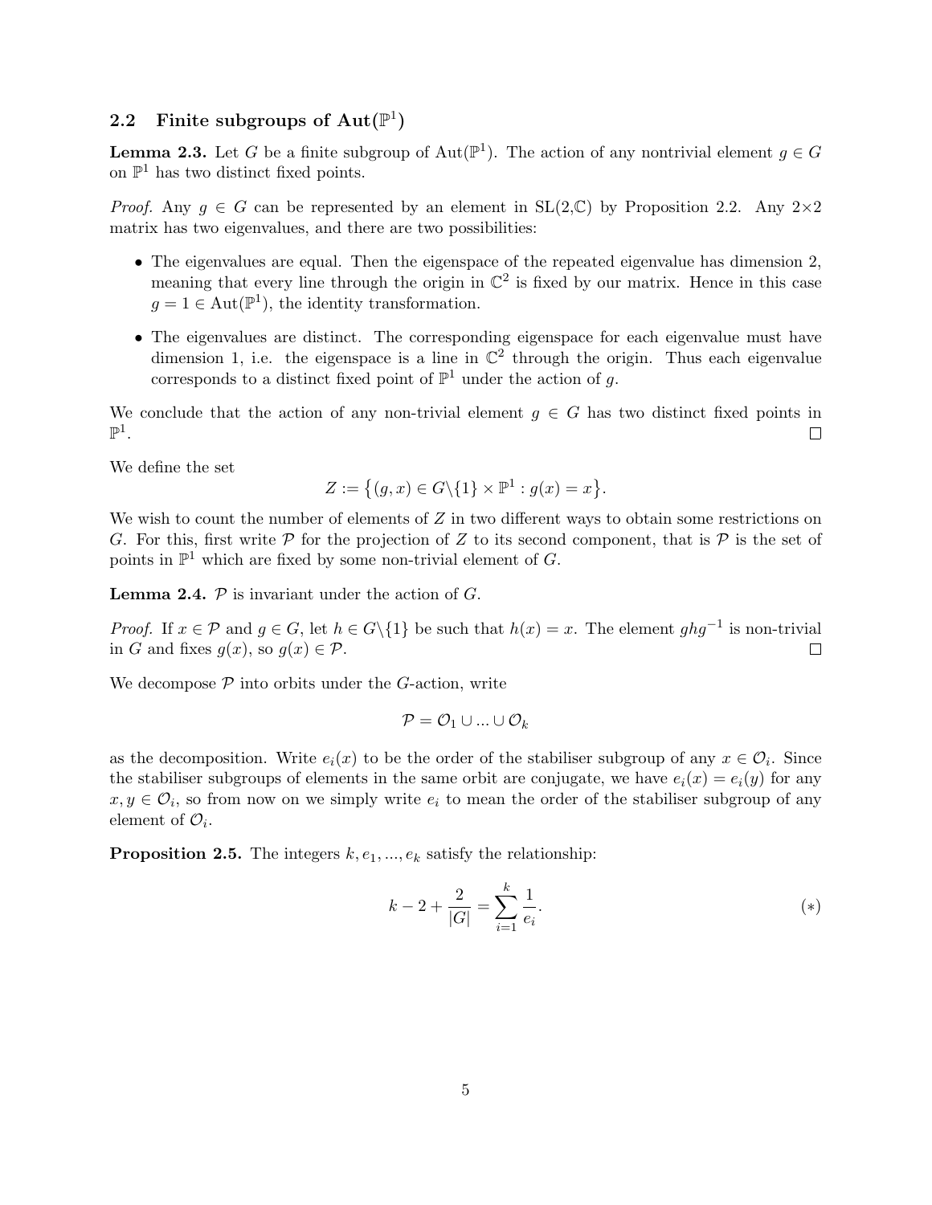## 2.2 Finite subgroups of $\mathrm{Aut}(\mathbb{P}^1)$

**Lemma 2.3.** Let $G$ be a finite subgroup of $\mathrm{Aut}(\mathbb{P}^1)$. The action of any nontrivial element $g \in G$ on $\mathbb{P}^1$ has two distinct fixed points.

*Proof.* Any $g \in G$ can be represented by an element in SL(2,$\mathbb{C}$) by Proposition 2.2. Any 2×2 matrix has two eigenvalues, and there are two possibilities:

- The eigenvalues are equal. Then the eigenspace of the repeated eigenvalue has dimension 2, meaning that every line through the origin in $\mathbb{C}^2$ is fixed by our matrix. Hence in this case $g = 1 \in \mathrm{Aut}(\mathbb{P}^1)$, the identity transformation.
- The eigenvalues are distinct. The corresponding eigenspace for each eigenvalue must have dimension 1, i.e. the eigenspace is a line in $\mathbb{C}^2$ through the origin. Thus each eigenvalue corresponds to a distinct fixed point of $\mathbb{P}^1$ under the action of $g$.

We conclude that the action of any non-trivial element $g \in G$ has two distinct fixed points in $\mathbb{P}^1$. ☐

We define the set

$$Z := \{(g, x) \in G\backslash\{1\} \times \mathbb{P}^1 : g(x) = x\}.$$

We wish to count the number of elements of $Z$ in two different ways to obtain some restrictions on $G$. For this, first write $\mathcal{P}$ for the projection of $Z$ to its second component, that is $\mathcal{P}$ is the set of points in $\mathbb{P}^1$ which are fixed by some non-trivial element of $G$.

**Lemma 2.4.** $\mathcal{P}$ is invariant under the action of $G$.

*Proof.* If $x \in \mathcal{P}$ and $g \in G$, let $h \in G\backslash\{1\}$ be such that $h(x) = x$. The element $ghg^{-1}$ is non-trivial in $G$ and fixes $g(x)$, so $g(x) \in \mathcal{P}$. ☐

We decompose $\mathcal{P}$ into orbits under the $G$-action, write

$$\mathcal{P} = \mathcal{O}_1 \cup ... \cup \mathcal{O}_k$$

as the decomposition. Write $e_i(x)$ to be the order of the stabiliser subgroup of any $x \in \mathcal{O}_i$. Since the stabiliser subgroups of elements in the same orbit are conjugate, we have $e_i(x) = e_i(y)$ for any $x, y \in \mathcal{O}_i$, so from now on we simply write $e_i$ to mean the order of the stabiliser subgroup of any element of $\mathcal{O}_i$.

**Proposition 2.5.** The integers $k, e_1, ..., e_k$ satisfy the relationship:

$$k - 2 + \frac{2}{|G|} = \sum_{i=1}^{k} \frac{1}{e_i}. \qquad (*)$$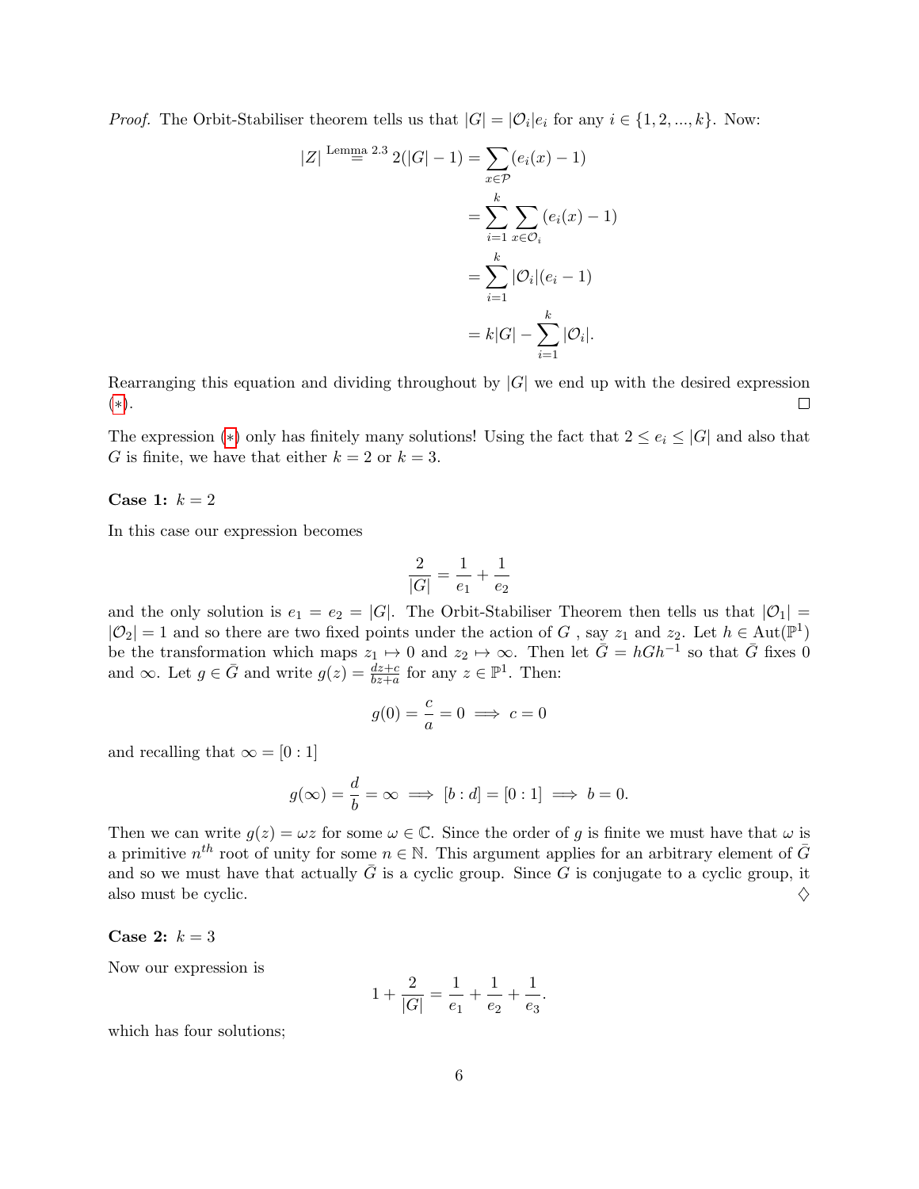*Proof.* The Orbit-Stabiliser theorem tells us that $|G| = |\mathcal{O}_i|e_i$ for any $i \in \{1, 2, ..., k\}$. Now:

$$
\begin{aligned}
|Z| \overset{\text{Lemma 2.3}}{=} 2(|G|-1) &= \sum_{x\in\mathcal{P}} (e_i(x) - 1) \\
&= \sum_{i=1}^{k} \sum_{x\in\mathcal{O}_i} (e_i(x) - 1) \\
&= \sum_{i=1}^{k} |\mathcal{O}_i|(e_i - 1) \\
&= k|G| - \sum_{i=1}^{k} |\mathcal{O}_i|.
\end{aligned}
$$

Rearranging this equation and dividing throughout by $|G|$ we end up with the desired expression (∗). ◻

The expression (∗) only has finitely many solutions! Using the fact that $2 \leq e_i \leq |G|$ and also that $G$ is finite, we have that either $k = 2$ or $k = 3$.

**Case 1:** $k = 2$

In this case our expression becomes

$$\frac{2}{|G|} = \frac{1}{e_1} + \frac{1}{e_2}$$

and the only solution is $e_1 = e_2 = |G|$. The Orbit-Stabiliser Theorem then tells us that $|\mathcal{O}_1| = |\mathcal{O}_2| = 1$ and so there are two fixed points under the action of $G$ , say $z_1$ and $z_2$. Let $h \in \mathrm{Aut}(\mathbb{P}^1)$ be the transformation which maps $z_1 \mapsto 0$ and $z_2 \mapsto \infty$. Then let $\bar{G} = hGh^{-1}$ so that $\bar{G}$ fixes 0 and $\infty$. Let $g \in \bar{G}$ and write $g(z) = \frac{dz+c}{bz+a}$ for any $z \in \mathbb{P}^1$. Then:

$$g(0) = \frac{c}{a} = 0 \implies c = 0$$

and recalling that $\infty = [0 : 1]$

$$g(\infty) = \frac{d}{b} = \infty \implies [b : d] = [0 : 1] \implies b = 0.$$

Then we can write $g(z) = \omega z$ for some $\omega \in \mathbb{C}$. Since the order of $g$ is finite we must have that $\omega$ is a primitive $n^{th}$ root of unity for some $n \in \mathbb{N}$. This argument applies for an arbitrary element of $\bar{G}$ and so we must have that actually $\bar{G}$ is a cyclic group. Since $G$ is conjugate to a cyclic group, it also must be cyclic. ♢

**Case 2:** $k = 3$

Now our expression is

$$1 + \frac{2}{|G|} = \frac{1}{e_1} + \frac{1}{e_2} + \frac{1}{e_3}.$$

which has four solutions;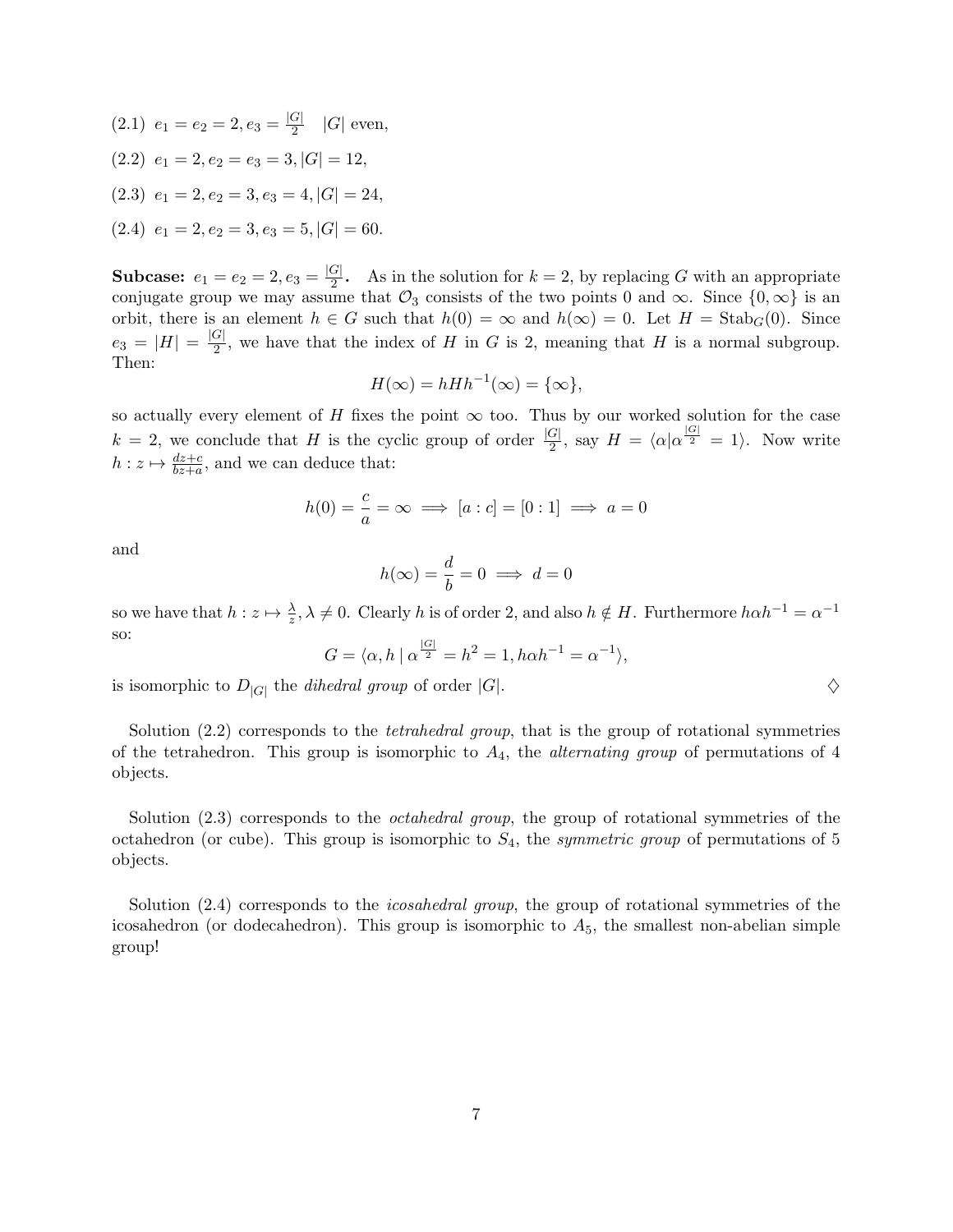(2.1) $e_1 = e_2 = 2, e_3 = \frac{|G|}{2}$ $\quad |G|$ even,

(2.2) $e_1 = 2, e_2 = e_3 = 3, |G| = 12$,

(2.3) $e_1 = 2, e_2 = 3, e_3 = 4, |G| = 24$,

(2.4) $e_1 = 2, e_2 = 3, e_3 = 5, |G| = 60$.

**Subcase:** $e_1 = e_2 = 2, e_3 = \frac{|G|}{2}$**.** As in the solution for $k = 2$, by replacing $G$ with an appropriate conjugate group we may assume that $\mathcal{O}_3$ consists of the two points 0 and $\infty$. Since $\{0, \infty\}$ is an orbit, there is an element $h \in G$ such that $h(0) = \infty$ and $h(\infty) = 0$. Let $H = \mathrm{Stab}_G(0)$. Since $e_3 = |H| = \frac{|G|}{2}$, we have that the index of $H$ in $G$ is 2, meaning that $H$ is a normal subgroup. Then:

$$H(\infty) = hHh^{-1}(\infty) = \{\infty\},$$

so actually every element of $H$ fixes the point $\infty$ too. Thus by our worked solution for the case $k = 2$, we conclude that $H$ is the cyclic group of order $\frac{|G|}{2}$, say $H = \langle \alpha | \alpha^{\frac{|G|}{2}} = 1 \rangle$. Now write $h : z \mapsto \frac{dz+c}{bz+a}$, and we can deduce that:

$$h(0) = \frac{c}{a} = \infty \implies [a : c] = [0 : 1] \implies a = 0$$

and

$$h(\infty) = \frac{d}{b} = 0 \implies d = 0$$

so we have that $h : z \mapsto \frac{\lambda}{z}, \lambda \neq 0$. Clearly $h$ is of order 2, and also $h \notin H$. Furthermore $h\alpha h^{-1} = \alpha^{-1}$ so:

$$G = \langle \alpha, h \mid \alpha^{\frac{|G|}{2}} = h^2 = 1, h\alpha h^{-1} = \alpha^{-1} \rangle,$$

is isomorphic to $D_{|G|}$ the *dihedral group* of order $|G|$. $\diamondsuit$

Solution (2.2) corresponds to the *tetrahedral group*, that is the group of rotational symmetries of the tetrahedron. This group is isomorphic to $A_4$, the *alternating group* of permutations of 4 objects.

Solution (2.3) corresponds to the *octahedral group*, the group of rotational symmetries of the octahedron (or cube). This group is isomorphic to $S_4$, the *symmetric group* of permutations of 5 objects.

Solution (2.4) corresponds to the *icosahedral group*, the group of rotational symmetries of the icosahedron (or dodecahedron). This group is isomorphic to $A_5$, the smallest non-abelian simple group!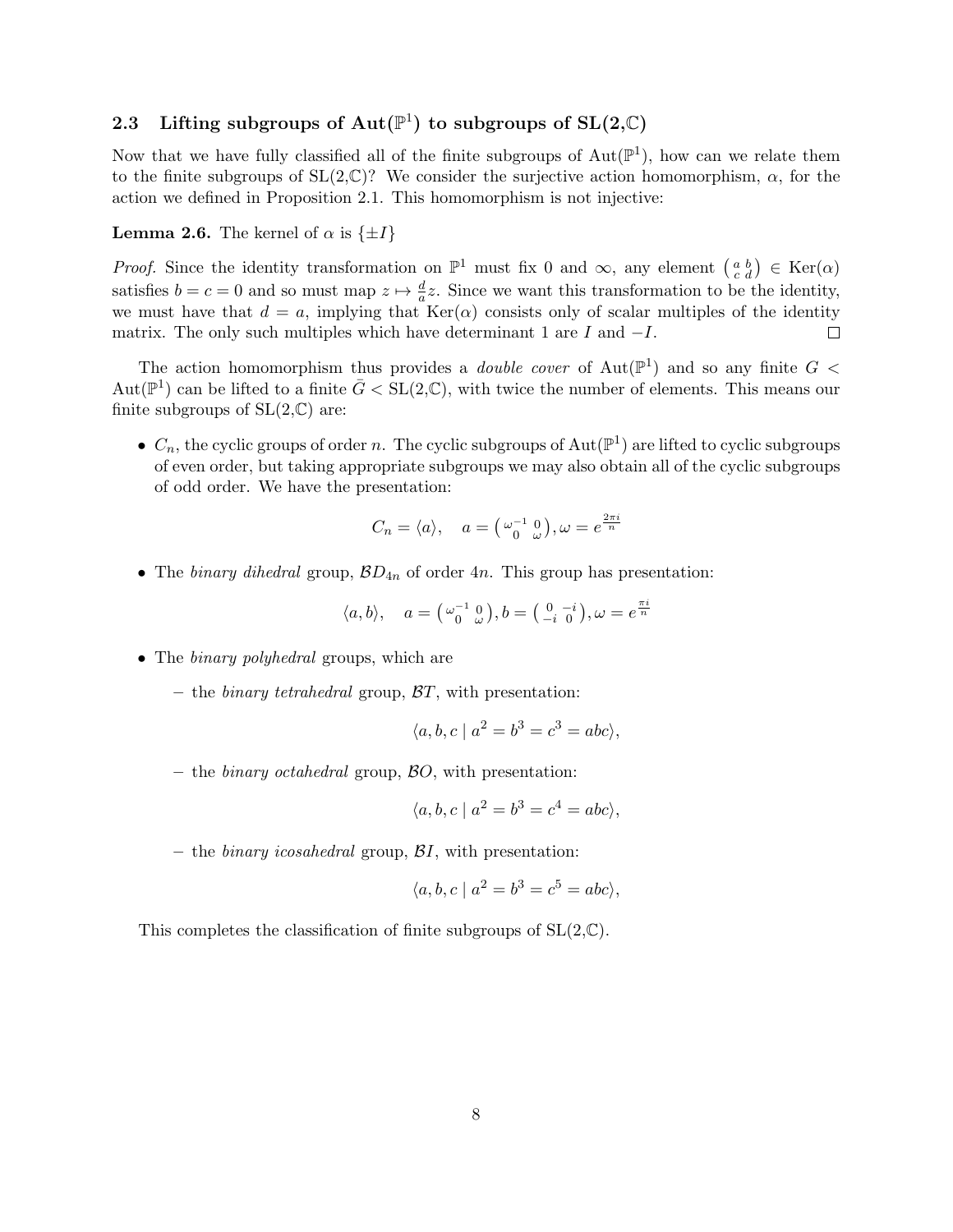### 2.3 Lifting subgroups of $\mathrm{Aut}(\mathbb{P}^1)$ to subgroups of $\mathrm{SL}(2,\mathbb{C})$

Now that we have fully classified all of the finite subgroups of $\mathrm{Aut}(\mathbb{P}^1)$, how can we relate them to the finite subgroups of $\mathrm{SL}(2,\mathbb{C})$? We consider the surjective action homomorphism, $\alpha$, for the action we defined in Proposition 2.1. This homomorphism is not injective:

**Lemma 2.6.** The kernel of $\alpha$ is $\{\pm I\}$

*Proof.* Since the identity transformation on $\mathbb{P}^1$ must fix 0 and $\infty$, any element $\left(\begin{smallmatrix} a & b \\ c & d \end{smallmatrix}\right) \in \mathrm{Ker}(\alpha)$ satisfies $b = c = 0$ and so must map $z \mapsto \frac{d}{a}z$. Since we want this transformation to be the identity, we must have that $d = a$, implying that $\mathrm{Ker}(\alpha)$ consists only of scalar multiples of the identity matrix. The only such multiples which have determinant 1 are $I$ and $-I$. $\square$

The action homomorphism thus provides a *double cover* of $\mathrm{Aut}(\mathbb{P}^1)$ and so any finite $G < \mathrm{Aut}(\mathbb{P}^1)$ can be lifted to a finite $\bar{G} < \mathrm{SL}(2,\mathbb{C})$, with twice the number of elements. This means our finite subgroups of $\mathrm{SL}(2,\mathbb{C})$ are:

- $C_n$, the cyclic groups of order $n$. The cyclic subgroups of $\mathrm{Aut}(\mathbb{P}^1)$ are lifted to cyclic subgroups of even order, but taking appropriate subgroups we may also obtain all of the cyclic subgroups of odd order. We have the presentation:

$$C_n = \langle a \rangle, \quad a = \left(\begin{smallmatrix} \omega^{-1} & 0 \\ 0 & \omega \end{smallmatrix}\right), \omega = e^{\frac{2\pi i}{n}}$$

- The *binary dihedral* group, $\mathcal{B}D_{4n}$ of order $4n$. This group has presentation:

$$\langle a, b \rangle, \quad a = \left(\begin{smallmatrix} \omega^{-1} & 0 \\ 0 & \omega \end{smallmatrix}\right), b = \left(\begin{smallmatrix} 0 & -i \\ -i & 0 \end{smallmatrix}\right), \omega = e^{\frac{\pi i}{n}}$$

- The *binary polyhedral* groups, which are
  - the *binary tetrahedral* group, $\mathcal{B}T$, with presentation:

$$\langle a, b, c \mid a^2 = b^3 = c^3 = abc \rangle,$$

  - the *binary octahedral* group, $\mathcal{B}O$, with presentation:

$$\langle a, b, c \mid a^2 = b^3 = c^4 = abc \rangle,$$

  - the *binary icosahedral* group, $\mathcal{B}I$, with presentation:

$$\langle a, b, c \mid a^2 = b^3 = c^5 = abc \rangle,$$

This completes the classification of finite subgroups of $\mathrm{SL}(2,\mathbb{C})$.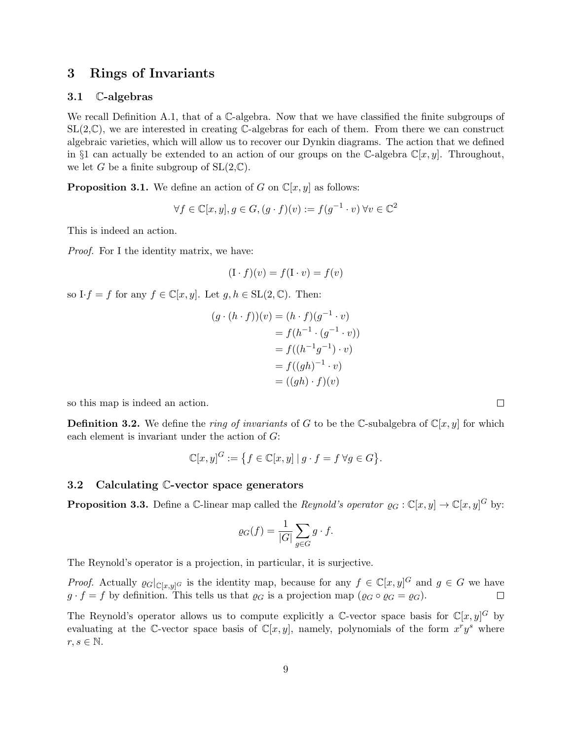# 3 Rings of Invariants

## 3.1 $\mathbb{C}$-algebras

We recall Definition A.1, that of a $\mathbb{C}$-algebra. Now that we have classified the finite subgroups of SL(2,$\mathbb{C}$), we are interested in creating $\mathbb{C}$-algebras for each of them. From there we can construct algebraic varieties, which will allow us to recover our Dynkin diagrams. The action that we defined in §1 can actually be extended to an action of our groups on the $\mathbb{C}$-algebra $\mathbb{C}[x, y]$. Throughout, we let $G$ be a finite subgroup of SL(2,$\mathbb{C}$).

**Proposition 3.1.** We define an action of $G$ on $\mathbb{C}[x, y]$ as follows:

$$\forall f \in \mathbb{C}[x, y], g \in G, (g \cdot f)(v) := f(g^{-1} \cdot v) \, \forall v \in \mathbb{C}^2$$

This is indeed an action.

*Proof.* For I the identity matrix, we have:

$$(\mathrm{I} \cdot f)(v) = f(\mathrm{I} \cdot v) = f(v)$$

so I$\cdot f = f$ for any $f \in \mathbb{C}[x, y]$. Let $g, h \in \mathrm{SL}(2, \mathbb{C})$. Then:

$$\begin{aligned}
(g \cdot (h \cdot f))(v) &= (h \cdot f)(g^{-1} \cdot v) \\
&= f(h^{-1} \cdot (g^{-1} \cdot v)) \\
&= f((h^{-1}g^{-1}) \cdot v) \\
&= f((gh)^{-1} \cdot v) \\
&= ((gh) \cdot f)(v)
\end{aligned}$$

so this map is indeed an action. □

**Definition 3.2.** We define the *ring of invariants* of $G$ to be the $\mathbb{C}$-subalgebra of $\mathbb{C}[x, y]$ for which each element is invariant under the action of $G$:

$$\mathbb{C}[x, y]^G := \{ f \in \mathbb{C}[x, y] \mid g \cdot f = f \, \forall g \in G \}.$$

## 3.2 Calculating $\mathbb{C}$-vector space generators

**Proposition 3.3.** Define a $\mathbb{C}$-linear map called the *Reynold's operator* $\varrho_G : \mathbb{C}[x, y] \to \mathbb{C}[x, y]^G$ by:

$$\varrho_G(f) = \frac{1}{|G|} \sum_{g \in G} g \cdot f.$$

The Reynold's operator is a projection, in particular, it is surjective.

*Proof.* Actually $\varrho_G|_{\mathbb{C}[x,y]^G}$ is the identity map, because for any $f \in \mathbb{C}[x, y]^G$ and $g \in G$ we have $g \cdot f = f$ by definition. This tells us that $\varrho_G$ is a projection map ($\varrho_G \circ \varrho_G = \varrho_G$). □

The Reynold's operator allows us to compute explicitly a $\mathbb{C}$-vector space basis for $\mathbb{C}[x, y]^G$ by evaluating at the $\mathbb{C}$-vector space basis of $\mathbb{C}[x, y]$, namely, polynomials of the form $x^r y^s$ where $r, s \in \mathbb{N}$.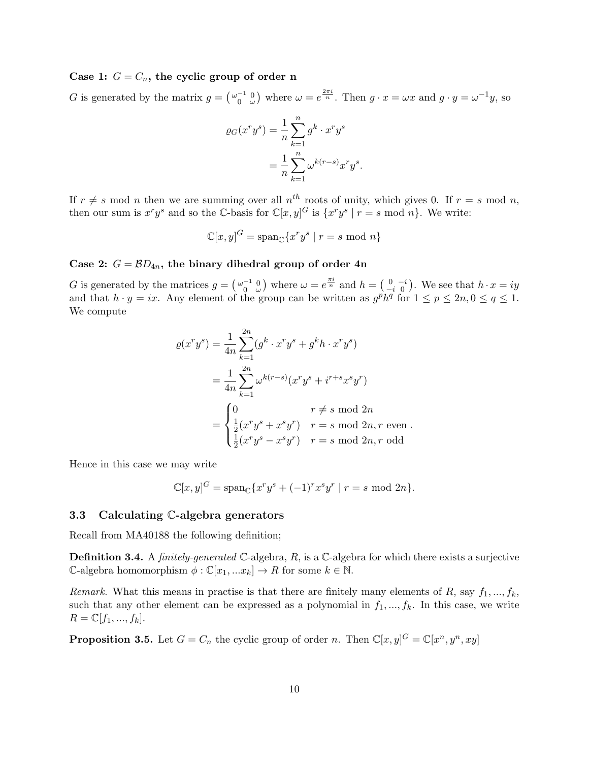**Case 1: $G = C_n$, the cyclic group of order n**

$G$ is generated by the matrix $g = \left(\begin{smallmatrix} \omega^{-1} & 0 \\ 0 & \omega \end{smallmatrix}\right)$ where $\omega = e^{\frac{2\pi i}{n}}$. Then $g \cdot x = \omega x$ and $g \cdot y = \omega^{-1} y$, so

$$\begin{aligned} \varrho_G(x^r y^s) &= \frac{1}{n} \sum_{k=1}^{n} g^k \cdot x^r y^s \\ &= \frac{1}{n} \sum_{k=1}^{n} \omega^{k(r-s)} x^r y^s. \end{aligned}$$

If $r \neq s \bmod n$ then we are summing over all $n^{th}$ roots of unity, which gives 0. If $r = s \bmod n$, then our sum is $x^r y^s$ and so the $\mathbb{C}$-basis for $\mathbb{C}[x,y]^G$ is $\{x^r y^s \mid r = s \bmod n\}$. We write:

$$\mathbb{C}[x,y]^G = \text{span}_{\mathbb{C}}\{x^r y^s \mid r = s \bmod n\}$$

**Case 2: $G = \mathcal{B}D_{4n}$, the binary dihedral group of order 4n**

$G$ is generated by the matrices $g = \left(\begin{smallmatrix} \omega^{-1} & 0 \\ 0 & \omega \end{smallmatrix}\right)$ where $\omega = e^{\frac{\pi i}{n}}$ and $h = \left(\begin{smallmatrix} 0 & -i \\ -i & 0 \end{smallmatrix}\right)$. We see that $h \cdot x = iy$ and that $h \cdot y = ix$. Any element of the group can be written as $g^p h^q$ for $1 \leq p \leq 2n, 0 \leq q \leq 1$. We compute

$$\begin{aligned} \varrho(x^r y^s) &= \frac{1}{4n} \sum_{k=1}^{2n} (g^k \cdot x^r y^s + g^k h \cdot x^r y^s) \\ &= \frac{1}{4n} \sum_{k=1}^{2n} \omega^{k(r-s)} (x^r y^s + i^{r+s} x^s y^r) \\ &= \begin{cases} 0 & r \neq s \bmod 2n \\ \frac{1}{2}(x^r y^s + x^s y^r) & r = s \bmod 2n, r \text{ even} \\ \frac{1}{2}(x^r y^s - x^s y^r) & r = s \bmod 2n, r \text{ odd} \end{cases}. \end{aligned}$$

Hence in this case we may write

$$\mathbb{C}[x,y]^G = \text{span}_{\mathbb{C}}\{x^r y^s + (-1)^r x^s y^r \mid r = s \bmod 2n\}.$$

### 3.3 Calculating $\mathbb{C}$-algebra generators

Recall from MA40188 the following definition;

**Definition 3.4.** A *finitely-generated* $\mathbb{C}$-algebra, $R$, is a $\mathbb{C}$-algebra for which there exists a surjective $\mathbb{C}$-algebra homomorphism $\phi : \mathbb{C}[x_1, ... x_k] \to R$ for some $k \in \mathbb{N}$.

*Remark.* What this means in practise is that there are finitely many elements of $R$, say $f_1, ..., f_k$, such that any other element can be expressed as a polynomial in $f_1, ..., f_k$. In this case, we write $R = \mathbb{C}[f_1, ..., f_k]$.

**Proposition 3.5.** Let $G = C_n$ the cyclic group of order $n$. Then $\mathbb{C}[x,y]^G = \mathbb{C}[x^n, y^n, xy]$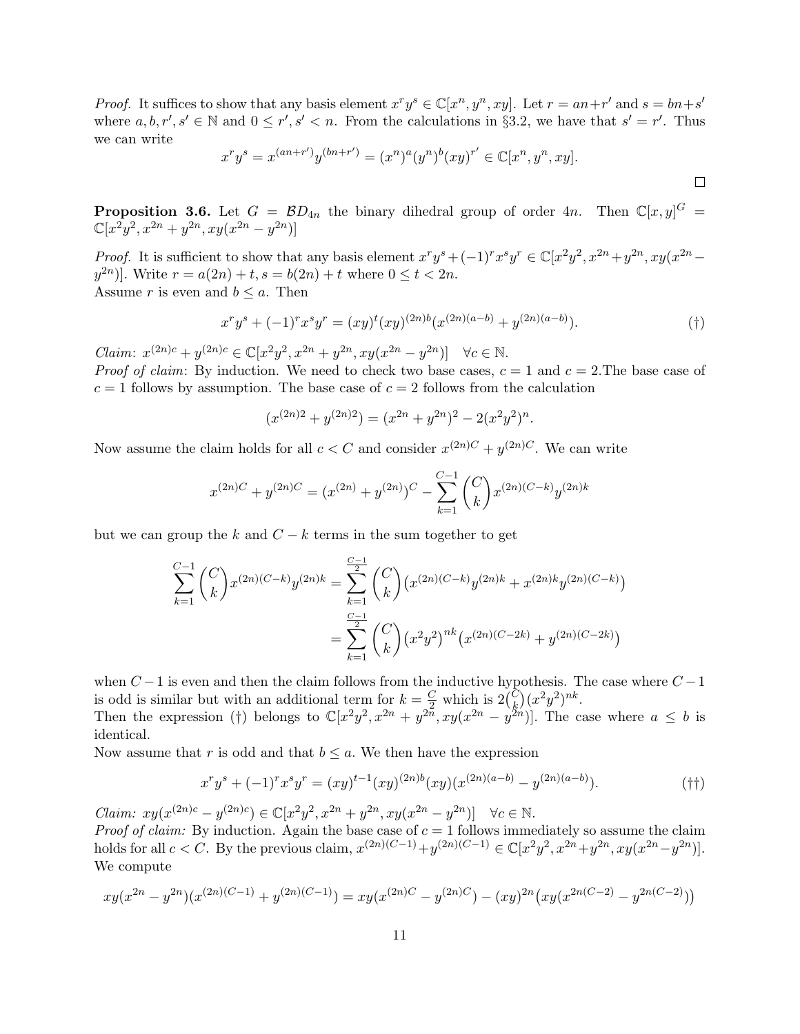*Proof.* It suffices to show that any basis element $x^r y^s \in \mathbb{C}[x^n, y^n, xy]$. Let $r = an + r'$ and $s = bn + s'$ where $a, b, r', s' \in \mathbb{N}$ and $0 \leq r', s' < n$. From the calculations in §3.2, we have that $s' = r'$. Thus we can write

$$x^r y^s = x^{(an+r')} y^{(bn+r')} = (x^n)^a (y^n)^b (xy)^{r'} \in \mathbb{C}[x^n, y^n, xy].$$

□

**Proposition 3.6.** Let $G = \mathcal{B}D_{4n}$ the binary dihedral group of order $4n$. Then $\mathbb{C}[x,y]^G = \mathbb{C}[x^2y^2, x^{2n} + y^{2n}, xy(x^{2n} - y^{2n})]$

*Proof.* It is sufficient to show that any basis element $x^r y^s + (-1)^r x^s y^r \in \mathbb{C}[x^2y^2, x^{2n} + y^{2n}, xy(x^{2n} - y^{2n})]$. Write $r = a(2n) + t, s = b(2n) + t$ where $0 \leq t < 2n$.
Assume $r$ is even and $b \leq a$. Then

$$x^r y^s + (-1)^r x^s y^r = (xy)^t (xy)^{(2n)b} (x^{(2n)(a-b)} + y^{(2n)(a-b)}). \tag{†}$$

*Claim*: $x^{(2n)c} + y^{(2n)c} \in \mathbb{C}[x^2y^2, x^{2n} + y^{2n}, xy(x^{2n} - y^{2n})] \quad \forall c \in \mathbb{N}$.
*Proof of claim*: By induction. We need to check two base cases, $c = 1$ and $c = 2$.The base case of $c = 1$ follows by assumption. The base case of $c = 2$ follows from the calculation

$$(x^{(2n)2} + y^{(2n)2}) = (x^{2n} + y^{2n})^2 - 2(x^2y^2)^n.$$

Now assume the claim holds for all $c < C$ and consider $x^{(2n)C} + y^{(2n)C}$. We can write

$$x^{(2n)C} + y^{(2n)C} = (x^{(2n)} + y^{(2n)})^C - \sum_{k=1}^{C-1} \binom{C}{k} x^{(2n)(C-k)} y^{(2n)k}$$

but we can group the $k$ and $C - k$ terms in the sum together to get

$$\begin{aligned}
\sum_{k=1}^{C-1} \binom{C}{k} x^{(2n)(C-k)} y^{(2n)k} &= \sum_{k=1}^{\frac{C-1}{2}} \binom{C}{k} \left( x^{(2n)(C-k)} y^{(2n)k} + x^{(2n)k} y^{(2n)(C-k)} \right) \\
&= \sum_{k=1}^{\frac{C-1}{2}} \binom{C}{k} \left( x^2y^2 \right)^{nk} \left( x^{(2n)(C-2k)} + y^{(2n)(C-2k)} \right)
\end{aligned}$$

when $C - 1$ is even and then the claim follows from the inductive hypothesis. The case where $C - 1$ is odd is similar but with an additional term for $k = \frac{C}{2}$ which is $2\binom{C}{k}(x^2y^2)^{nk}$.
Then the expression (†) belongs to $\mathbb{C}[x^2y^2, x^{2n} + y^{2n}, xy(x^{2n} - y^{2n})]$. The case where $a \leq b$ is identical.
Now assume that $r$ is odd and that $b \leq a$. We then have the expression

$$x^r y^s + (-1)^r x^s y^r = (xy)^{t-1} (xy)^{(2n)b} (xy)(x^{(2n)(a-b)} - y^{(2n)(a-b)}). \tag{††}$$

*Claim: $xy(x^{(2n)c} - y^{(2n)c}) \in \mathbb{C}[x^2y^2, x^{2n} + y^{2n}, xy(x^{2n} - y^{2n})] \quad \forall c \in \mathbb{N}$.*
*Proof of claim:* By induction. Again the base case of $c = 1$ follows immediately so assume the claim holds for all $c < C$. By the previous claim, $x^{(2n)(C-1)} + y^{(2n)(C-1)} \in \mathbb{C}[x^2y^2, x^{2n} + y^{2n}, xy(x^{2n} - y^{2n})]$. We compute

$$xy(x^{2n} - y^{2n})(x^{(2n)(C-1)} + y^{(2n)(C-1)}) = xy(x^{(2n)C} - y^{(2n)C}) - (xy)^{2n} \left( xy(x^{2n(C-2)} - y^{2n(C-2)}) \right)$$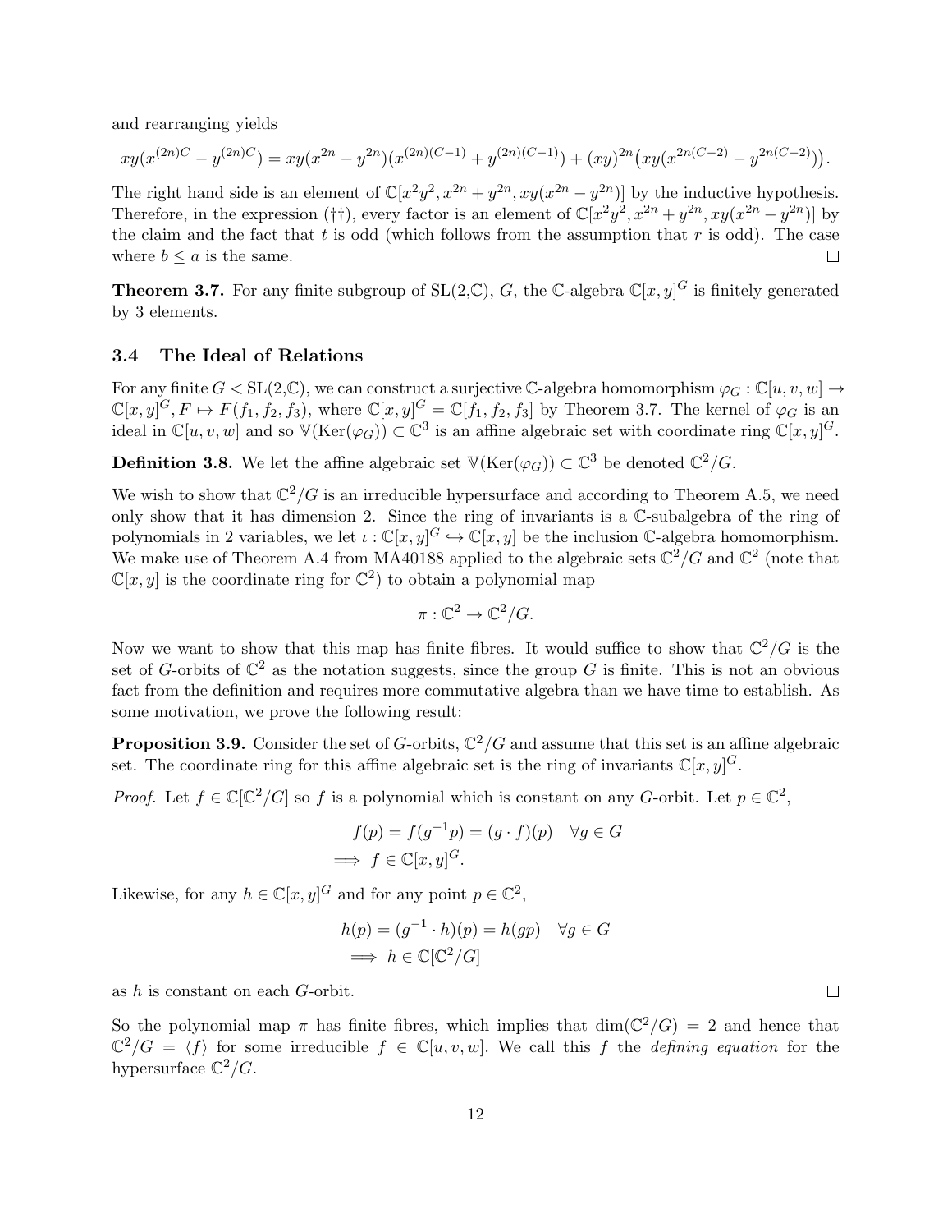and rearranging yields

$$xy(x^{(2n)C} - y^{(2n)C}) = xy(x^{2n} - y^{2n})(x^{(2n)(C-1)} + y^{(2n)(C-1)}) + (xy)^{2n}\big(xy(x^{2n(C-2)} - y^{2n(C-2)})\big).$$

The right hand side is an element of $\mathbb{C}[x^2y^2, x^{2n} + y^{2n}, xy(x^{2n} - y^{2n})]$ by the inductive hypothesis. Therefore, in the expression (††), every factor is an element of $\mathbb{C}[x^2y^2, x^{2n} + y^{2n}, xy(x^{2n} - y^{2n})]$ by the claim and the fact that $t$ is odd (which follows from the assumption that $r$ is odd). The case where $b \leq a$ is the same. $\square$

**Theorem 3.7.** For any finite subgroup of $\mathrm{SL}(2,\mathbb{C})$, $G$, the $\mathbb{C}$-algebra $\mathbb{C}[x,y]^G$ is finitely generated by 3 elements.

### 3.4 The Ideal of Relations

For any finite $G < \mathrm{SL}(2,\mathbb{C})$, we can construct a surjective $\mathbb{C}$-algebra homomorphism $\varphi_G : \mathbb{C}[u,v,w] \to \mathbb{C}[x,y]^G, F \mapsto F(f_1, f_2, f_3)$, where $\mathbb{C}[x,y]^G = \mathbb{C}[f_1, f_2, f_3]$ by Theorem 3.7. The kernel of $\varphi_G$ is an ideal in $\mathbb{C}[u,v,w]$ and so $\mathbb{V}(\mathrm{Ker}(\varphi_G)) \subset \mathbb{C}^3$ is an affine algebraic set with coordinate ring $\mathbb{C}[x,y]^G$.

**Definition 3.8.** We let the affine algebraic set $\mathbb{V}(\mathrm{Ker}(\varphi_G)) \subset \mathbb{C}^3$ be denoted $\mathbb{C}^2/G$.

We wish to show that $\mathbb{C}^2/G$ is an irreducible hypersurface and according to Theorem A.5, we need only show that it has dimension 2. Since the ring of invariants is a $\mathbb{C}$-subalgebra of the ring of polynomials in 2 variables, we let $\iota : \mathbb{C}[x,y]^G \hookrightarrow \mathbb{C}[x,y]$ be the inclusion $\mathbb{C}$-algebra homomorphism. We make use of Theorem A.4 from MA40188 applied to the algebraic sets $\mathbb{C}^2/G$ and $\mathbb{C}^2$ (note that $\mathbb{C}[x,y]$ is the coordinate ring for $\mathbb{C}^2$) to obtain a polynomial map

$$\pi : \mathbb{C}^2 \to \mathbb{C}^2/G.$$

Now we want to show that this map has finite fibres. It would suffice to show that $\mathbb{C}^2/G$ is the set of $G$-orbits of $\mathbb{C}^2$ as the notation suggests, since the group $G$ is finite. This is not an obvious fact from the definition and requires more commutative algebra than we have time to establish. As some motivation, we prove the following result:

**Proposition 3.9.** Consider the set of $G$-orbits, $\mathbb{C}^2/G$ and assume that this set is an affine algebraic set. The coordinate ring for this affine algebraic set is the ring of invariants $\mathbb{C}[x,y]^G$.

*Proof.* Let $f \in \mathbb{C}[\mathbb{C}^2/G]$ so $f$ is a polynomial which is constant on any $G$-orbit. Let $p \in \mathbb{C}^2$,

$$f(p) = f(g^{-1}p) = (g \cdot f)(p) \quad \forall g \in G$$
$$\implies f \in \mathbb{C}[x,y]^G.$$

Likewise, for any $h \in \mathbb{C}[x,y]^G$ and for any point $p \in \mathbb{C}^2$,

$$h(p) = (g^{-1} \cdot h)(p) = h(gp) \quad \forall g \in G$$
$$\implies h \in \mathbb{C}[\mathbb{C}^2/G]$$

as $h$ is constant on each $G$-orbit. $\square$

So the polynomial map $\pi$ has finite fibres, which implies that $\dim(\mathbb{C}^2/G) = 2$ and hence that $\mathbb{C}^2/G = \langle f \rangle$ for some irreducible $f \in \mathbb{C}[u,v,w]$. We call this $f$ the *defining equation* for the hypersurface $\mathbb{C}^2/G$.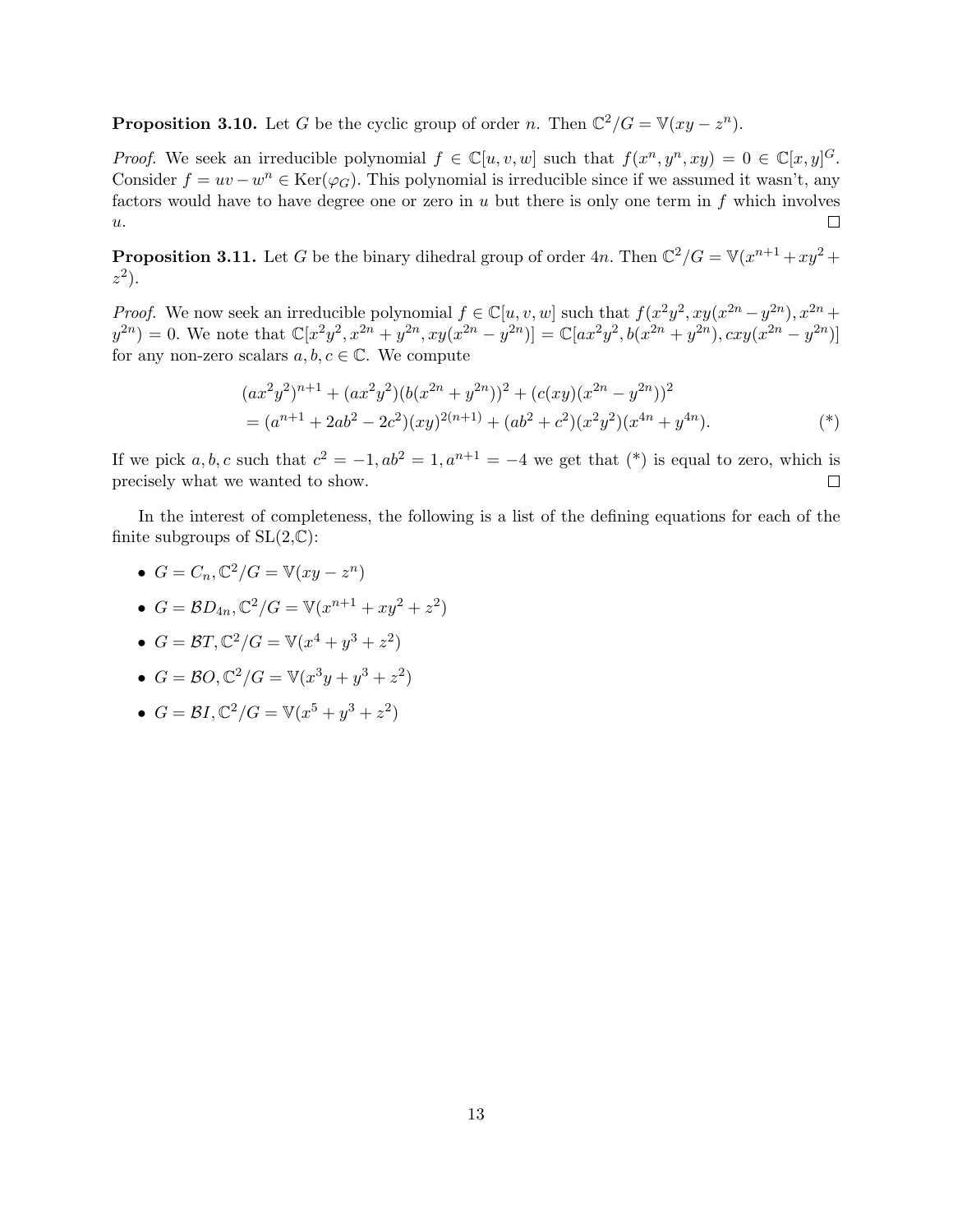**Proposition 3.10.** Let $G$ be the cyclic group of order $n$. Then $\mathbb{C}^2/G = \mathbb{V}(xy - z^n)$.

*Proof.* We seek an irreducible polynomial $f \in \mathbb{C}[u, v, w]$ such that $f(x^n, y^n, xy) = 0 \in \mathbb{C}[x, y]^G$. Consider $f = uv - w^n \in \mathrm{Ker}(\varphi_G)$. This polynomial is irreducible since if we assumed it wasn't, any factors would have to have degree one or zero in $u$ but there is only one term in $f$ which involves $u$. ◻

**Proposition 3.11.** Let $G$ be the binary dihedral group of order $4n$. Then $\mathbb{C}^2/G = \mathbb{V}(x^{n+1} + xy^2 + z^2)$.

*Proof.* We now seek an irreducible polynomial $f \in \mathbb{C}[u, v, w]$ such that $f(x^2y^2, xy(x^{2n} - y^{2n}), x^{2n} + y^{2n}) = 0$. We note that $\mathbb{C}[x^2y^2, x^{2n} + y^{2n}, xy(x^{2n} - y^{2n})] = \mathbb{C}[ax^2y^2, b(x^{2n} + y^{2n}), cxy(x^{2n} - y^{2n})]$ for any non-zero scalars $a, b, c \in \mathbb{C}$. We compute

$$
\begin{aligned}
&(ax^2y^2)^{n+1} + (ax^2y^2)(b(x^{2n} + y^{2n}))^2 + (c(xy)(x^{2n} - y^{2n}))^2 \\
&= (a^{n+1} + 2ab^2 - 2c^2)(xy)^{2(n+1)} + (ab^2 + c^2)(x^2y^2)(x^{4n} + y^{4n}). \qquad (*)
\end{aligned}
$$

If we pick $a, b, c$ such that $c^2 = -1, ab^2 = 1, a^{n+1} = -4$ we get that (*) is equal to zero, which is precisely what we wanted to show. ◻

In the interest of completeness, the following is a list of the defining equations for each of the finite subgroups of SL(2,$\mathbb{C}$):

- $G = C_n, \mathbb{C}^2/G = \mathbb{V}(xy - z^n)$
- $G = \mathcal{B}D_{4n}, \mathbb{C}^2/G = \mathbb{V}(x^{n+1} + xy^2 + z^2)$
- $G = \mathcal{B}T, \mathbb{C}^2/G = \mathbb{V}(x^4 + y^3 + z^2)$
- $G = \mathcal{B}O, \mathbb{C}^2/G = \mathbb{V}(x^3y + y^3 + z^2)$
- $G = \mathcal{B}I, \mathbb{C}^2/G = \mathbb{V}(x^5 + y^3 + z^2)$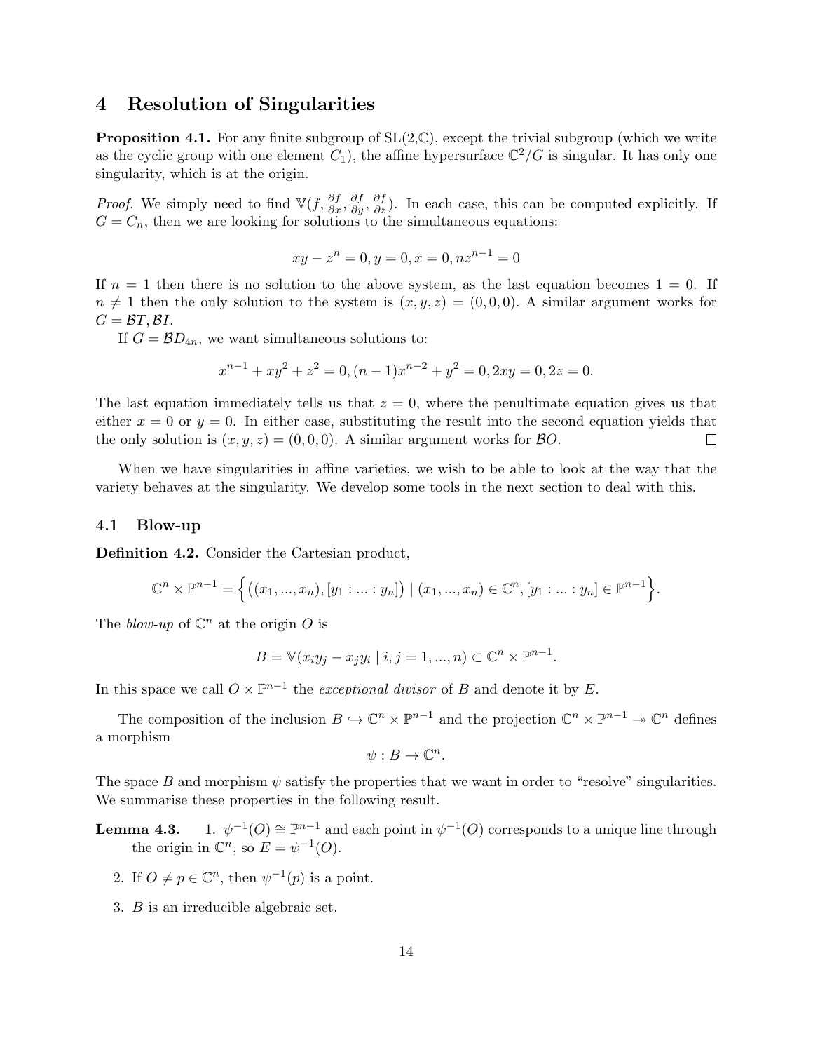# 4 Resolution of Singularities

**Proposition 4.1.** For any finite subgroup of $\mathrm{SL}(2,\mathbb{C})$, except the trivial subgroup (which we write as the cyclic group with one element $C_1$), the affine hypersurface $\mathbb{C}^2/G$ is singular. It has only one singularity, which is at the origin.

*Proof.* We simply need to find $\mathbb{V}(f, \frac{\partial f}{\partial x}, \frac{\partial f}{\partial y}, \frac{\partial f}{\partial z})$. In each case, this can be computed explicitly. If $G = C_n$, then we are looking for solutions to the simultaneous equations:

$$xy - z^n = 0, y = 0, x = 0, nz^{n-1} = 0$$

If $n = 1$ then there is no solution to the above system, as the last equation becomes $1 = 0$. If $n \neq 1$ then the only solution to the system is $(x, y, z) = (0, 0, 0)$. A similar argument works for $G = \mathcal{B}T, \mathcal{B}I$.

If $G = \mathcal{B}D_{4n}$, we want simultaneous solutions to:

$$x^{n-1} + xy^2 + z^2 = 0, (n-1)x^{n-2} + y^2 = 0, 2xy = 0, 2z = 0.$$

The last equation immediately tells us that $z = 0$, where the penultimate equation gives us that either $x = 0$ or $y = 0$. In either case, substituting the result into the second equation yields that the only solution is $(x, y, z) = (0, 0, 0)$. A similar argument works for $\mathcal{B}O$. $\square$

When we have singularities in affine varieties, we wish to be able to look at the way that the variety behaves at the singularity. We develop some tools in the next section to deal with this.

## 4.1 Blow-up

**Definition 4.2.** Consider the Cartesian product,

$$\mathbb{C}^n \times \mathbb{P}^{n-1} = \Big\{\big((x_1, ..., x_n), [y_1 : ... : y_n]\big) \mid (x_1, ..., x_n) \in \mathbb{C}^n, [y_1 : ... : y_n] \in \mathbb{P}^{n-1}\Big\}.$$

The *blow-up* of $\mathbb{C}^n$ at the origin $O$ is

$$B = \mathbb{V}(x_i y_j - x_j y_i \mid i, j = 1, ..., n) \subset \mathbb{C}^n \times \mathbb{P}^{n-1}.$$

In this space we call $O \times \mathbb{P}^{n-1}$ the *exceptional divisor* of $B$ and denote it by $E$.

The composition of the inclusion $B \hookrightarrow \mathbb{C}^n \times \mathbb{P}^{n-1}$ and the projection $\mathbb{C}^n \times \mathbb{P}^{n-1} \twoheadrightarrow \mathbb{C}^n$ defines a morphism

$$\psi : B \to \mathbb{C}^n.$$

The space $B$ and morphism $\psi$ satisfy the properties that we want in order to "resolve" singularities. We summarise these properties in the following result.

**Lemma 4.3.**
1. $\psi^{-1}(O) \cong \mathbb{P}^{n-1}$ and each point in $\psi^{-1}(O)$ corresponds to a unique line through the origin in $\mathbb{C}^n$, so $E = \psi^{-1}(O)$.
2. If $O \neq p \in \mathbb{C}^n$, then $\psi^{-1}(p)$ is a point.
3. $B$ is an irreducible algebraic set.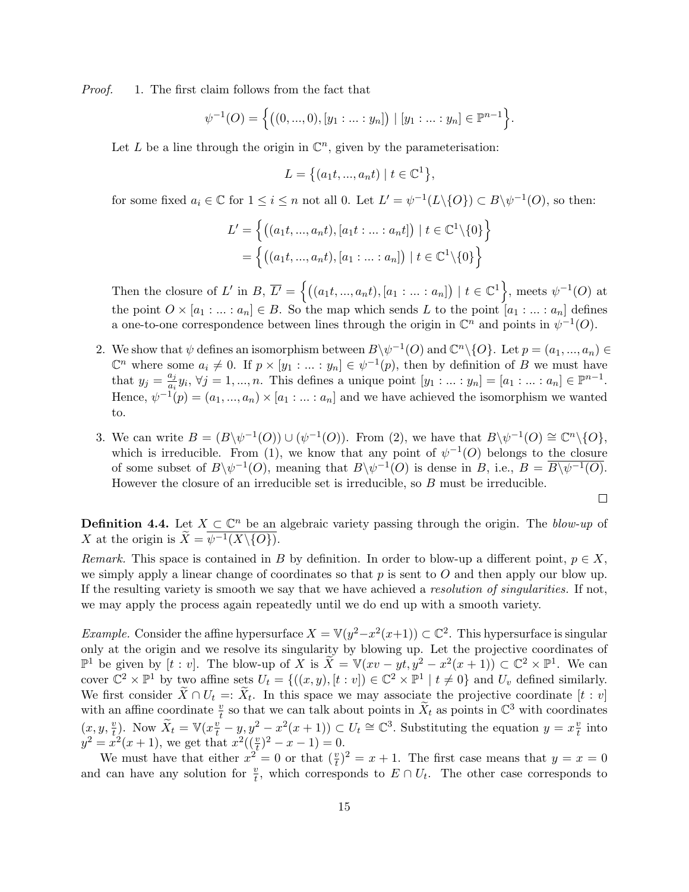*Proof.* 1. The first claim follows from the fact that

$$\psi^{-1}(O) = \Big\{\big((0, ..., 0), [y_1 : ... : y_n]\big) \mid [y_1 : ... : y_n] \in \mathbb{P}^{n-1}\Big\}.$$

Let $L$ be a line through the origin in $\mathbb{C}^n$, given by the parameterisation:

$$L = \big\{(a_1 t, ..., a_n t) \mid t \in \mathbb{C}^1\big\},$$

for some fixed $a_i \in \mathbb{C}$ for $1 \leq i \leq n$ not all 0. Let $L' = \psi^{-1}(L \backslash \{O\}) \subset B \backslash \psi^{-1}(O)$, so then:

$$\begin{aligned} L' &= \Big\{\big((a_1 t, ..., a_n t), [a_1 t : ... : a_n t]\big) \mid t \in \mathbb{C}^1 \backslash \{0\}\Big\} \\ &= \Big\{\big((a_1 t, ..., a_n t), [a_1 : ... : a_n]\big) \mid t \in \mathbb{C}^1 \backslash \{0\}\Big\} \end{aligned}$$

Then the closure of $L'$ in $B$, $\overline{L'} = \Big\{\big((a_1 t, ..., a_n t), [a_1 : ... : a_n]\big) \mid t \in \mathbb{C}^1\Big\}$, meets $\psi^{-1}(O)$ at the point $O \times [a_1 : ... : a_n] \in B$. So the map which sends $L$ to the point $[a_1 : ... : a_n]$ defines a one-to-one correspondence between lines through the origin in $\mathbb{C}^n$ and points in $\psi^{-1}(O)$.

2. We show that $\psi$ defines an isomorphism between $B \backslash \psi^{-1}(O)$ and $\mathbb{C}^n \backslash \{O\}$. Let $p = (a_1, ..., a_n) \in \mathbb{C}^n$ where some $a_i \neq 0$. If $p \times [y_1 : ... : y_n] \in \psi^{-1}(p)$, then by definition of $B$ we must have that $y_j = \frac{a_j}{a_i} y_i$, $\forall j = 1, ..., n$. This defines a unique point $[y_1 : ... : y_n] = [a_1 : ... : a_n] \in \mathbb{P}^{n-1}$. Hence, $\psi^{-1}(p) = (a_1, ..., a_n) \times [a_1 : ... : a_n]$ and we have achieved the isomorphism we wanted to.

3. We can write $B = (B \backslash \psi^{-1}(O)) \cup (\psi^{-1}(O))$. From (2), we have that $B \backslash \psi^{-1}(O) \cong \mathbb{C}^n \backslash \{O\}$, which is irreducible. From (1), we know that any point of $\psi^{-1}(O)$ belongs to the closure of some subset of $B \backslash \psi^{-1}(O)$, meaning that $B \backslash \psi^{-1}(O)$ is dense in $B$, i.e., $B = \overline{B \backslash \psi^{-1}(O)}$. However the closure of an irreducible set is irreducible, so $B$ must be irreducible.

□

**Definition 4.4.** Let $X \subset \mathbb{C}^n$ be an algebraic variety passing through the origin. The *blow-up* of $X$ at the origin is $\widetilde{X} = \overline{\psi^{-1}(X \backslash \{O\})}$.

*Remark.* This space is contained in $B$ by definition. In order to blow-up a different point, $p \in X$, we simply apply a linear change of coordinates so that $p$ is sent to $O$ and then apply our blow up. If the resulting variety is smooth we say that we have achieved a *resolution of singularities.* If not, we may apply the process again repeatedly until we do end up with a smooth variety.

*Example.* Consider the affine hypersurface $X = \mathbb{V}(y^2 - x^2(x+1)) \subset \mathbb{C}^2$. This hypersurface is singular only at the origin and we resolve its singularity by blowing up. Let the projective coordinates of $\mathbb{P}^1$ be given by $[t : v]$. The blow-up of $X$ is $\widetilde{X} = \mathbb{V}(xv - yt, y^2 - x^2(x+1)) \subset \mathbb{C}^2 \times \mathbb{P}^1$. We can cover $\mathbb{C}^2 \times \mathbb{P}^1$ by two affine sets $U_t = \{((x, y), [t : v]) \in \mathbb{C}^2 \times \mathbb{P}^1 \mid t \neq 0\}$ and $U_v$ defined similarly. We first consider $\widetilde{X} \cap U_t =: \widetilde{X}_t$. In this space we may associate the projective coordinate $[t : v]$ with an affine coordinate $\frac{v}{t}$ so that we can talk about points in $\widetilde{X}_t$ as points in $\mathbb{C}^3$ with coordinates $(x, y, \frac{v}{t})$. Now $\widetilde{X}_t = \mathbb{V}(x\frac{v}{t} - y, y^2 - x^2(x+1)) \subset U_t \cong \mathbb{C}^3$. Substituting the equation $y = x\frac{v}{t}$ into $y^2 = x^2(x+1)$, we get that $x^2((\frac{v}{t})^2 - x - 1) = 0$.

We must have that either $x^2 = 0$ or that $(\frac{v}{t})^2 = x + 1$. The first case means that $y = x = 0$ and can have any solution for $\frac{v}{t}$, which corresponds to $E \cap U_t$. The other case corresponds to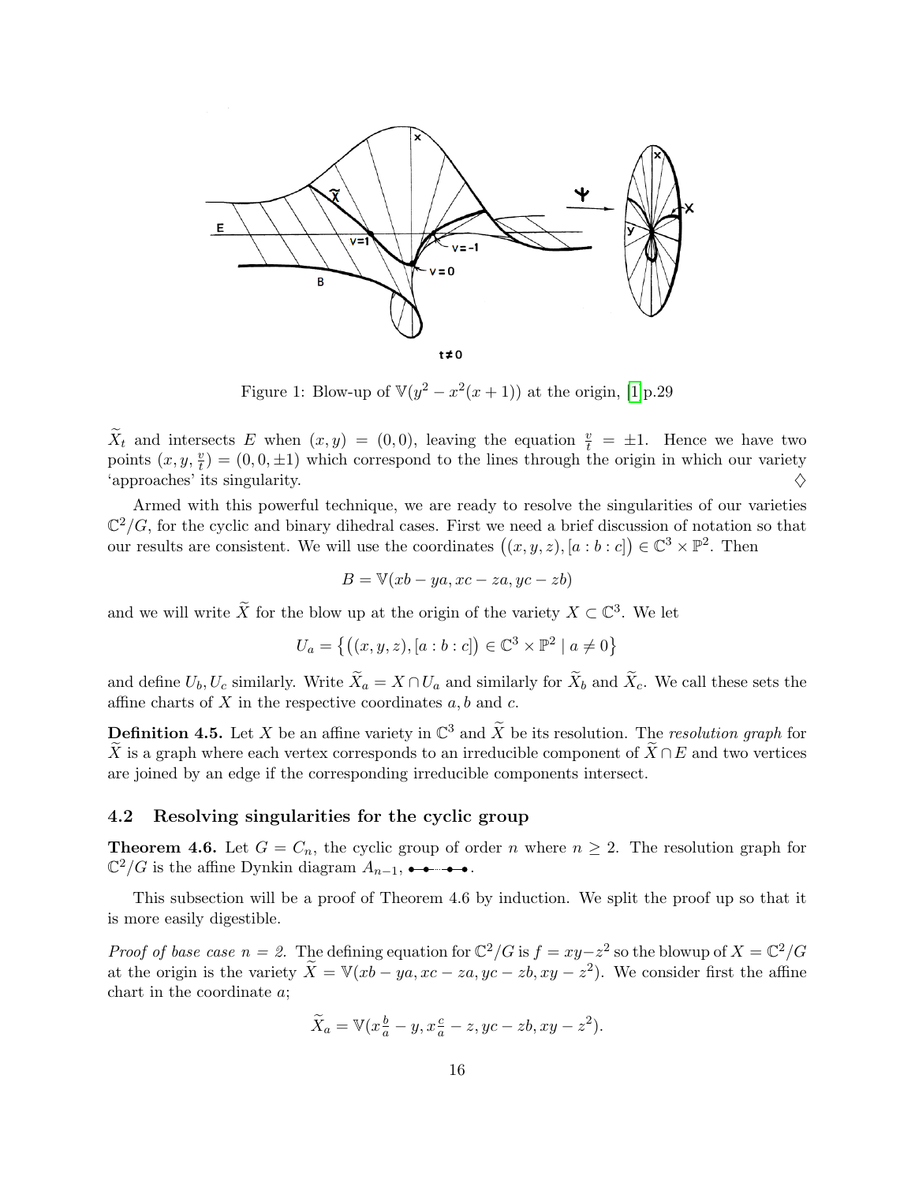Figure 1: Blow-up of $\mathbb{V}(y^2 - x^2(x+1))$ at the origin, [1]p.29

$\widetilde{X}_t$ and intersects $E$ when $(x, y) = (0, 0)$, leaving the equation $\frac{v}{t} = \pm 1$. Hence we have two points $(x, y, \frac{v}{t}) = (0, 0, \pm 1)$ which correspond to the lines through the origin in which our variety 'approaches' its singularity. ♢

Armed with this powerful technique, we are ready to resolve the singularities of our varieties $\mathbb{C}^2/G$, for the cyclic and binary dihedral cases. First we need a brief discussion of notation so that our results are consistent. We will use the coordinates $\big((x, y, z), [a : b : c]\big) \in \mathbb{C}^3 \times \mathbb{P}^2$. Then

$$B = \mathbb{V}(xb - ya, xc - za, yc - zb)$$

and we will write $\widetilde{X}$ for the blow up at the origin of the variety $X \subset \mathbb{C}^3$. We let

$$U_a = \big\{\big((x, y, z), [a : b : c]\big) \in \mathbb{C}^3 \times \mathbb{P}^2 \mid a \neq 0\big\}$$

and define $U_b, U_c$ similarly. Write $\widetilde{X}_a = X \cap U_a$ and similarly for $\widetilde{X}_b$ and $\widetilde{X}_c$. We call these sets the affine charts of $X$ in the respective coordinates $a, b$ and $c$.

**Definition 4.5.** Let $X$ be an affine variety in $\mathbb{C}^3$ and $\widetilde{X}$ be its resolution. The *resolution graph* for $\widetilde{X}$ is a graph where each vertex corresponds to an irreducible component of $\widetilde{X} \cap E$ and two vertices are joined by an edge if the corresponding irreducible components intersect.

### 4.2 Resolving singularities for the cyclic group

**Theorem 4.6.** Let $G = C_n$, the cyclic group of order $n$ where $n \geq 2$. The resolution graph for $\mathbb{C}^2/G$ is the affine Dynkin diagram $A_{n-1}$, •–•–⋯–•–•.

This subsection will be a proof of Theorem 4.6 by induction. We split the proof up so that it is more easily digestible.

*Proof of base case $n = 2$.* The defining equation for $\mathbb{C}^2/G$ is $f = xy - z^2$ so the blowup of $X = \mathbb{C}^2/G$ at the origin is the variety $\widetilde{X} = \mathbb{V}(xb - ya, xc - za, yc - zb, xy - z^2)$. We consider first the affine chart in the coordinate $a$;

$$\widetilde{X}_a = \mathbb{V}(x\tfrac{b}{a} - y, x\tfrac{c}{a} - z, yc - zb, xy - z^2).$$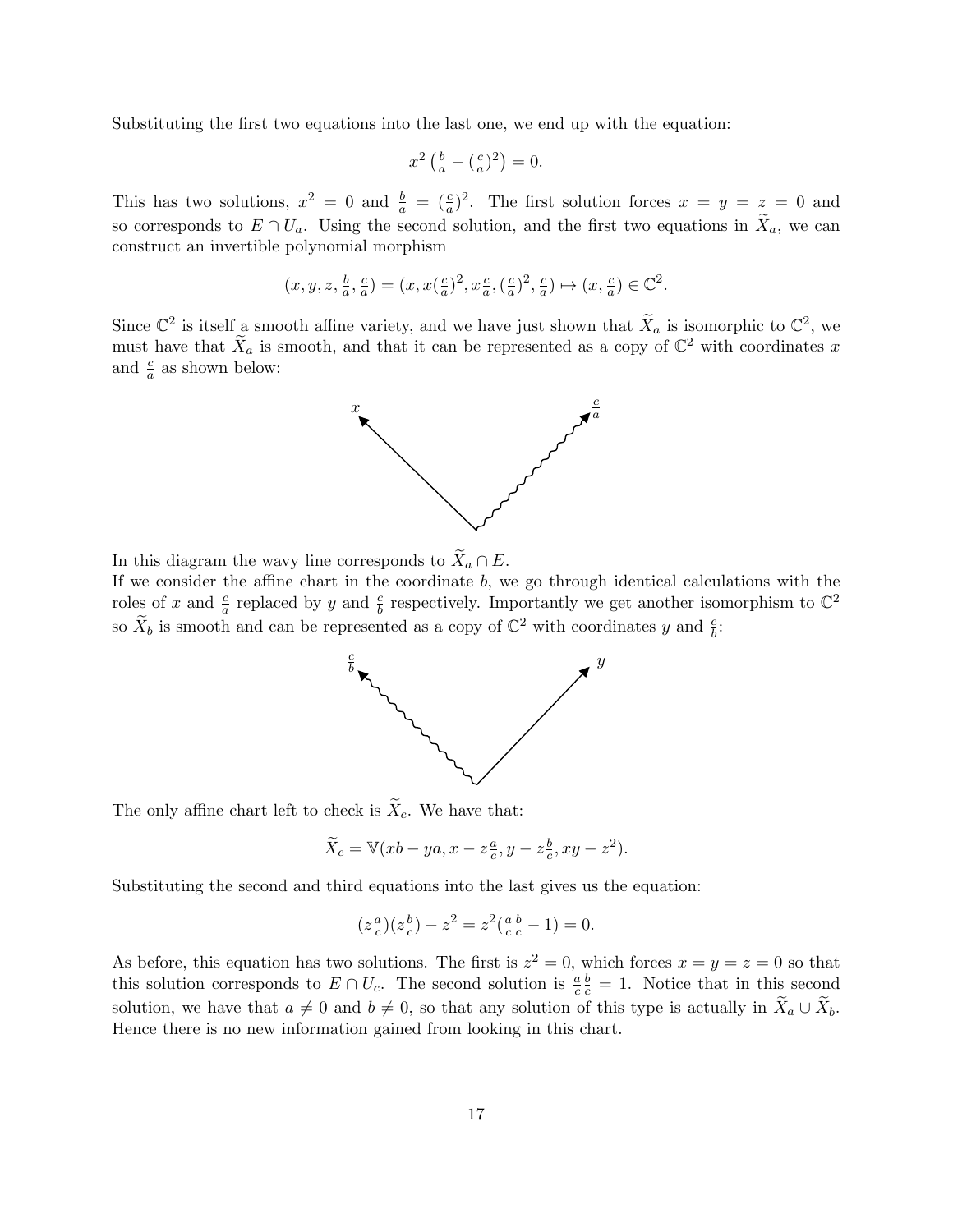Substituting the first two equations into the last one, we end up with the equation:

$$x^2\left(\tfrac{b}{a} - (\tfrac{c}{a})^2\right) = 0.$$

This has two solutions, $x^2 = 0$ and $\frac{b}{a} = (\frac{c}{a})^2$. The first solution forces $x = y = z = 0$ and so corresponds to $E \cap U_a$. Using the second solution, and the first two equations in $\widetilde{X}_a$, we can construct an invertible polynomial morphism

$$(x, y, z, \tfrac{b}{a}, \tfrac{c}{a}) = (x, x(\tfrac{c}{a})^2, x\tfrac{c}{a}, (\tfrac{c}{a})^2, \tfrac{c}{a}) \mapsto (x, \tfrac{c}{a}) \in \mathbb{C}^2.$$

Since $\mathbb{C}^2$ is itself a smooth affine variety, and we have just shown that $\widetilde{X}_a$ is isomorphic to $\mathbb{C}^2$, we must have that $\widetilde{X}_a$ is smooth, and that it can be represented as a copy of $\mathbb{C}^2$ with coordinates $x$ and $\frac{c}{a}$ as shown below:

In this diagram the wavy line corresponds to $\widetilde{X}_a \cap E$.

If we consider the affine chart in the coordinate $b$, we go through identical calculations with the roles of $x$ and $\frac{c}{a}$ replaced by $y$ and $\frac{c}{b}$ respectively. Importantly we get another isomorphism to $\mathbb{C}^2$ so $\widetilde{X}_b$ is smooth and can be represented as a copy of $\mathbb{C}^2$ with coordinates $y$ and $\frac{c}{b}$:

The only affine chart left to check is $\widetilde{X}_c$. We have that:

$$\widetilde{X}_c = \mathbb{V}(xb - ya, x - z\tfrac{a}{c}, y - z\tfrac{b}{c}, xy - z^2).$$

Substituting the second and third equations into the last gives us the equation:

$$(z\tfrac{a}{c})(z\tfrac{b}{c}) - z^2 = z^2(\tfrac{a}{c}\tfrac{b}{c} - 1) = 0.$$

As before, this equation has two solutions. The first is $z^2 = 0$, which forces $x = y = z = 0$ so that this solution corresponds to $E \cap U_c$. The second solution is $\frac{a}{c}\frac{b}{c} = 1$. Notice that in this second solution, we have that $a \neq 0$ and $b \neq 0$, so that any solution of this type is actually in $\widetilde{X}_a \cup \widetilde{X}_b$. Hence there is no new information gained from looking in this chart.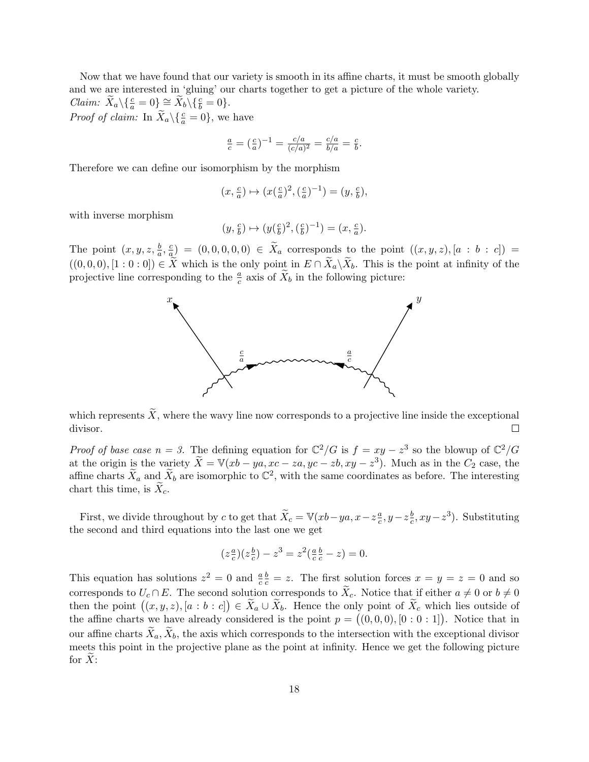Now that we have found that our variety is smooth in its affine charts, it must be smooth globally and we are interested in 'gluing' our charts together to get a picture of the whole variety.
*Claim:* $\widetilde{X}_a \backslash \{\frac{c}{a} = 0\} \cong \widetilde{X}_b \backslash \{\frac{c}{b} = 0\}$.
*Proof of claim:* In $\widetilde{X}_a \backslash \{\frac{c}{a} = 0\}$, we have

$$\tfrac{a}{c} = (\tfrac{c}{a})^{-1} = \tfrac{c/a}{(c/a)^2} = \tfrac{c/a}{b/a} = \tfrac{c}{b}.$$

Therefore we can define our isomorphism by the morphism

$$(x, \tfrac{c}{a}) \mapsto (x(\tfrac{c}{a})^2, (\tfrac{c}{a})^{-1}) = (y, \tfrac{c}{b}),$$

with inverse morphism

$$(y, \tfrac{c}{b}) \mapsto (y(\tfrac{c}{b})^2, (\tfrac{c}{b})^{-1}) = (x, \tfrac{c}{a}).$$

The point $(x, y, z, \frac{b}{a}, \frac{c}{a}) = (0, 0, 0, 0, 0) \in \widetilde{X}_a$ corresponds to the point $((x, y, z), [a : b : c]) = ((0, 0, 0), [1 : 0 : 0]) \in \widetilde{X}$ which is the only point in $E \cap \widetilde{X}_a \backslash \widetilde{X}_b$. This is the point at infinity of the projective line corresponding to the $\frac{a}{c}$ axis of $\widetilde{X}_b$ in the following picture:

which represents $\widetilde{X}$, where the wavy line now corresponds to a projective line inside the exceptional divisor. □

*Proof of base case n = 3.* The defining equation for $\mathbb{C}^2/G$ is $f = xy - z^3$ so the blowup of $\mathbb{C}^2/G$ at the origin is the variety $\widetilde{X} = \mathbb{V}(xb - ya, xc - za, yc - zb, xy - z^3)$. Much as in the $C_2$ case, the affine charts $\widetilde{X}_a$ and $\widetilde{X}_b$ are isomorphic to $\mathbb{C}^2$, with the same coordinates as before. The interesting chart this time, is $\widetilde{X}_c$.

First, we divide throughout by $c$ to get that $\widetilde{X}_c = \mathbb{V}(xb - ya, x - z\frac{a}{c}, y - z\frac{b}{c}, xy - z^3)$. Substituting the second and third equations into the last one we get

$$(z\tfrac{a}{c})(z\tfrac{b}{c}) - z^3 = z^2(\tfrac{a}{c}\tfrac{b}{c} - z) = 0.$$

This equation has solutions $z^2 = 0$ and $\frac{a}{c}\frac{b}{c} = z$. The first solution forces $x = y = z = 0$ and so corresponds to $U_c \cap E$. The second solution corresponds to $\widetilde{X}_c$. Notice that if either $a \neq 0$ or $b \neq 0$ then the point $\big((x, y, z), [a : b : c]\big) \in \widetilde{X}_a \cup \widetilde{X}_b$. Hence the only point of $\widetilde{X}_c$ which lies outside of the affine charts we have already considered is the point $p = \big((0, 0, 0), [0 : 0 : 1]\big)$. Notice that in our affine charts $\widetilde{X}_a, \widetilde{X}_b$, the axis which corresponds to the intersection with the exceptional divisor meets this point in the projective plane as the point at infinity. Hence we get the following picture for $\widetilde{X}$: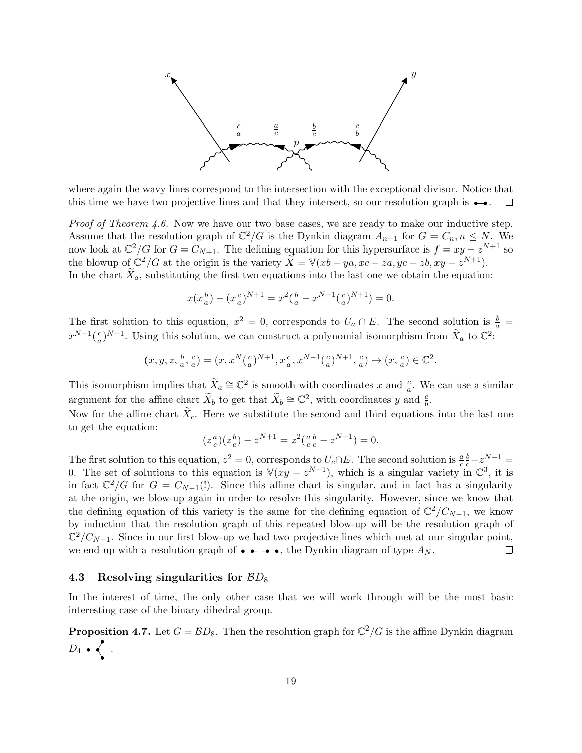where again the wavy lines correspond to the intersection with the exceptional divisor. Notice that this time we have two projective lines and that they intersect, so our resolution graph is •—•. □

*Proof of Theorem 4.6.* Now we have our two base cases, we are ready to make our inductive step. Assume that the resolution graph of $\mathbb{C}^2/G$ is the Dynkin diagram $A_{n-1}$ for $G = C_n, n \leq N$. We now look at $\mathbb{C}^2/G$ for $G = C_{N+1}$. The defining equation for this hypersurface is $f = xy - z^{N+1}$ so the blowup of $\mathbb{C}^2/G$ at the origin is the variety $\widetilde{X} = \mathbb{V}(xb - ya, xc - za, yc - zb, xy - z^{N+1})$.
In the chart $\widetilde{X}_a$, substituting the first two equations into the last one we obtain the equation:

$$x(x\tfrac{b}{a}) - (x\tfrac{c}{a})^{N+1} = x^2(\tfrac{b}{a} - x^{N-1}(\tfrac{c}{a})^{N+1}) = 0.$$

The first solution to this equation, $x^2 = 0$, corresponds to $U_a \cap E$. The second solution is $\frac{b}{a} = x^{N-1}(\frac{c}{a})^{N+1}$. Using this solution, we can construct a polynomial isomorphism from $\widetilde{X}_a$ to $\mathbb{C}^2$:

$$(x, y, z, \tfrac{b}{a}, \tfrac{c}{a}) = (x, x^N(\tfrac{c}{a})^{N+1}, x\tfrac{c}{a}, x^{N-1}(\tfrac{c}{a})^{N+1}, \tfrac{c}{a}) \mapsto (x, \tfrac{c}{a}) \in \mathbb{C}^2.$$

This isomorphism implies that $\widetilde{X}_a \cong \mathbb{C}^2$ is smooth with coordinates $x$ and $\frac{c}{a}$. We can use a similar argument for the affine chart $\widetilde{X}_b$ to get that $\widetilde{X}_b \cong \mathbb{C}^2$, with coordinates $y$ and $\frac{c}{b}$.
Now for the affine chart $\widetilde{X}_c$. Here we substitute the second and third equations into the last one to get the equation:

$$(z\tfrac{a}{c})(z\tfrac{b}{c}) - z^{N+1} = z^2(\tfrac{a}{c}\tfrac{b}{c} - z^{N-1}) = 0.$$

The first solution to this equation, $z^2 = 0$, corresponds to $U_c \cap E$. The second solution is $\frac{a}{c}\frac{b}{c} - z^{N-1} = 0$. The set of solutions to this equation is $\mathbb{V}(xy - z^{N-1})$, which is a singular variety in $\mathbb{C}^3$, it is in fact $\mathbb{C}^2/G$ for $G = C_{N-1}$(!). Since this affine chart is singular, and in fact has a singularity at the origin, we blow-up again in order to resolve this singularity. However, since we know that the defining equation of this variety is the same for the defining equation of $\mathbb{C}^2/C_{N-1}$, we know by induction that the resolution graph of this repeated blow-up will be the resolution graph of $\mathbb{C}^2/C_{N-1}$. Since in our first blow-up we had two projective lines which met at our singular point, we end up with a resolution graph of •—•⋯•—•, the Dynkin diagram of type $A_N$. □

### 4.3 Resolving singularities for $\mathcal{B}D_8$

In the interest of time, the only other case that we will work through will be the most basic interesting case of the binary dihedral group.

**Proposition 4.7.** *Let $G = \mathcal{B}D_8$. Then the resolution graph for $\mathbb{C}^2/G$ is the affine Dynkin diagram $D_4$* •—•< .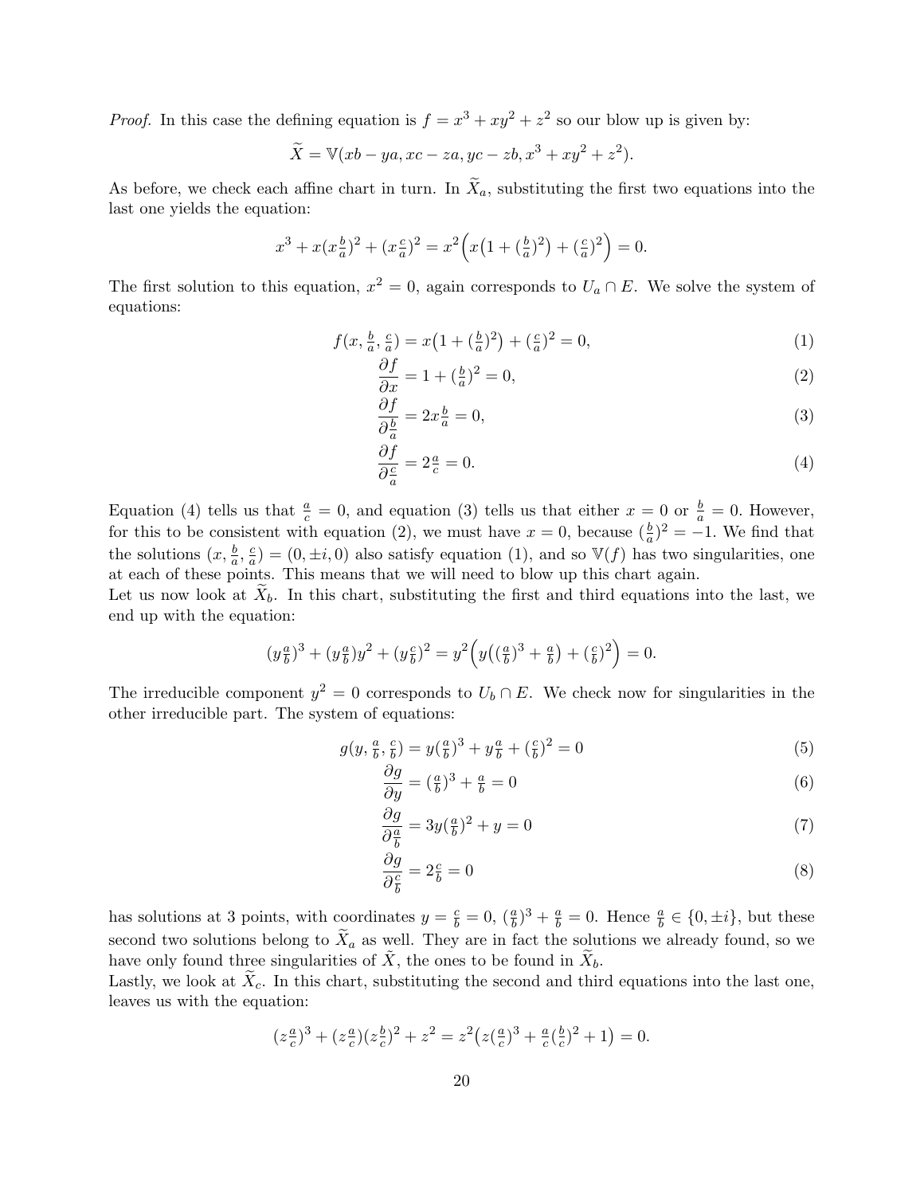*Proof.* In this case the defining equation is $f = x^3 + xy^2 + z^2$ so our blow up is given by:

$$\widetilde{X} = \mathbb{V}(xb - ya, xc - za, yc - zb, x^3 + xy^2 + z^2).$$

As before, we check each affine chart in turn. In $\widetilde{X}_a$, substituting the first two equations into the last one yields the equation:

$$x^3 + x(x\tfrac{b}{a})^2 + (x\tfrac{c}{a})^2 = x^2\Big(x\big(1 + (\tfrac{b}{a})^2\big) + (\tfrac{c}{a})^2\Big) = 0.$$

The first solution to this equation, $x^2 = 0$, again corresponds to $U_a \cap E$. We solve the system of equations:

$$f(x, \tfrac{b}{a}, \tfrac{c}{a}) = x\big(1 + (\tfrac{b}{a})^2\big) + (\tfrac{c}{a})^2 = 0, \tag{1}$$

$$\frac{\partial f}{\partial x} = 1 + (\tfrac{b}{a})^2 = 0, \tag{2}$$

$$\frac{\partial f}{\partial \frac{b}{a}} = 2x\tfrac{b}{a} = 0, \tag{3}$$

$$\frac{\partial f}{\partial \frac{c}{a}} = 2\tfrac{a}{c} = 0. \tag{4}$$

Equation (4) tells us that $\frac{a}{c} = 0$, and equation (3) tells us that either $x = 0$ or $\frac{b}{a} = 0$. However, for this to be consistent with equation (2), we must have $x = 0$, because $(\frac{b}{a})^2 = -1$. We find that the solutions $(x, \frac{b}{a}, \frac{c}{a}) = (0, \pm i, 0)$ also satisfy equation (1), and so $\mathbb{V}(f)$ has two singularities, one at each of these points. This means that we will need to blow up this chart again.

Let us now look at $\widetilde{X}_b$. In this chart, substituting the first and third equations into the last, we end up with the equation:

$$(y\tfrac{a}{b})^3 + (y\tfrac{a}{b})y^2 + (y\tfrac{c}{b})^2 = y^2\Big(y\big((\tfrac{a}{b})^3 + \tfrac{a}{b}\big) + (\tfrac{c}{b})^2\Big) = 0.$$

The irreducible component $y^2 = 0$ corresponds to $U_b \cap E$. We check now for singularities in the other irreducible part. The system of equations:

$$g(y, \tfrac{a}{b}, \tfrac{c}{b}) = y(\tfrac{a}{b})^3 + y\tfrac{a}{b} + (\tfrac{c}{b})^2 = 0 \tag{5}$$

$$\frac{\partial g}{\partial y} = (\tfrac{a}{b})^3 + \tfrac{a}{b} = 0 \tag{6}$$

$$\frac{\partial g}{\partial \frac{a}{b}} = 3y(\tfrac{a}{b})^2 + y = 0 \tag{7}$$

$$\frac{\partial g}{\partial \frac{c}{b}} = 2\tfrac{c}{b} = 0 \tag{8}$$

has solutions at 3 points, with coordinates $y = \frac{c}{b} = 0$, $(\frac{a}{b})^3 + \frac{a}{b} = 0$. Hence $\frac{a}{b} \in \{0, \pm i\}$, but these second two solutions belong to $\widetilde{X}_a$ as well. They are in fact the solutions we already found, so we have only found three singularities of $\tilde{X}$, the ones to be found in $\widetilde{X}_b$.

Lastly, we look at $\widetilde{X}_c$. In this chart, substituting the second and third equations into the last one, leaves us with the equation:

$$(z\tfrac{a}{c})^3 + (z\tfrac{a}{c})(z\tfrac{b}{c})^2 + z^2 = z^2\big(z(\tfrac{a}{c})^3 + \tfrac{a}{c}(\tfrac{b}{c})^2 + 1\big) = 0.$$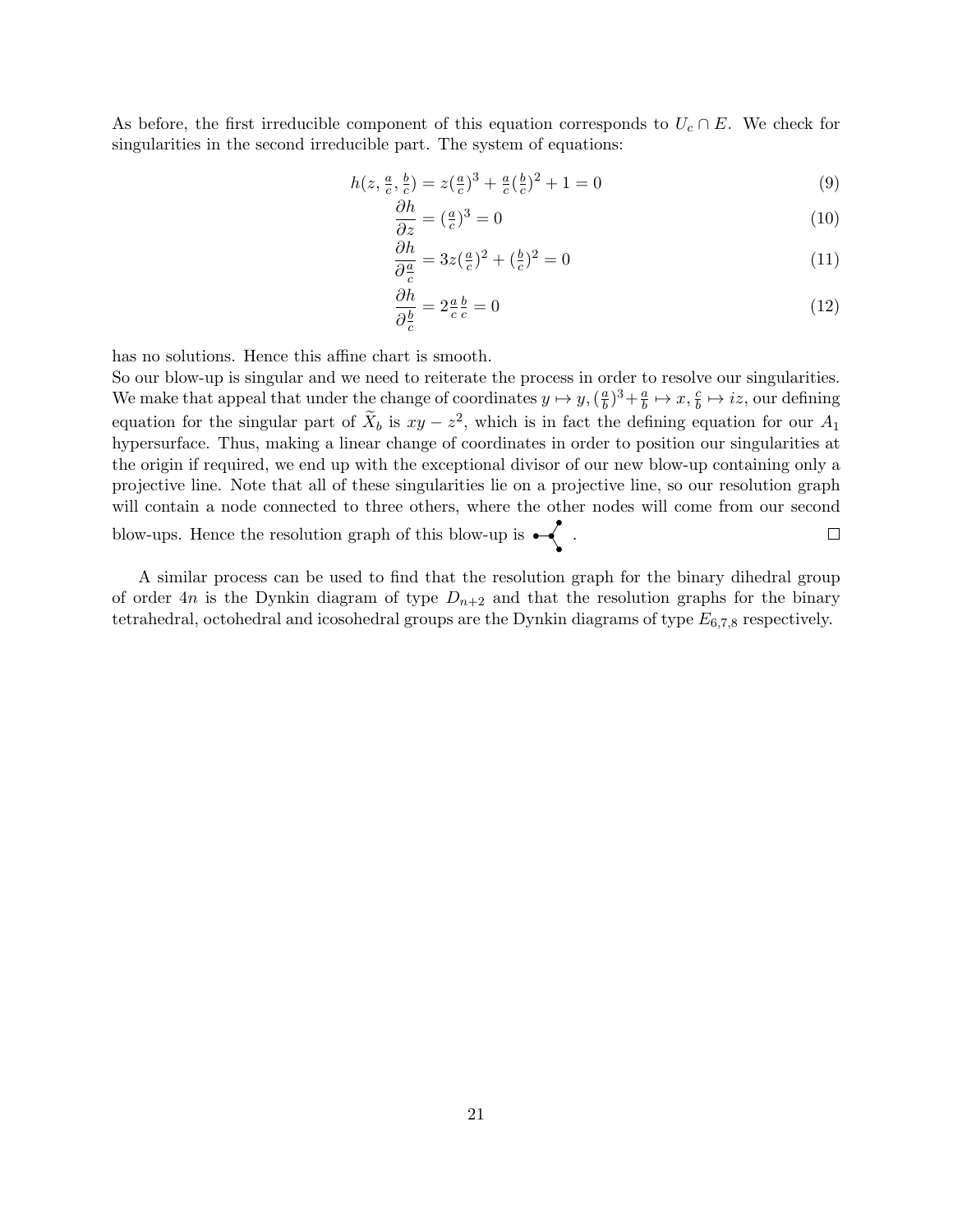As before, the first irreducible component of this equation corresponds to $U_c \cap E$. We check for singularities in the second irreducible part. The system of equations:

$$h(z, \tfrac{a}{c}, \tfrac{b}{c}) = z(\tfrac{a}{c})^3 + \tfrac{a}{c}(\tfrac{b}{c})^2 + 1 = 0 \tag{9}$$

$$\frac{\partial h}{\partial z} = (\tfrac{a}{c})^3 = 0 \tag{10}$$

$$\frac{\partial h}{\partial \frac{a}{c}} = 3z(\tfrac{a}{c})^2 + (\tfrac{b}{c})^2 = 0 \tag{11}$$

$$\frac{\partial h}{\partial \frac{b}{c}} = 2\tfrac{a}{c}\tfrac{b}{c} = 0 \tag{12}$$

has no solutions. Hence this affine chart is smooth.

So our blow-up is singular and we need to reiterate the process in order to resolve our singularities. We make that appeal that under the change of coordinates $y \mapsto y, (\frac{a}{b})^3 + \frac{a}{b} \mapsto x, \frac{c}{b} \mapsto iz$, our defining equation for the singular part of $\widetilde{X}_b$ is $xy - z^2$, which is in fact the defining equation for our $A_1$ hypersurface. Thus, making a linear change of coordinates in order to position our singularities at the origin if required, we end up with the exceptional divisor of our new blow-up containing only a projective line. Note that all of these singularities lie on a projective line, so our resolution graph will contain a node connected to three others, where the other nodes will come from our second blow-ups. Hence the resolution graph of this blow-up is •—<: . □

A similar process can be used to find that the resolution graph for the binary dihedral group of order $4n$ is the Dynkin diagram of type $D_{n+2}$ and that the resolution graphs for the binary tetrahedral, octohedral and icosohedral groups are the Dynkin diagrams of type $E_{6,7,8}$ respectively.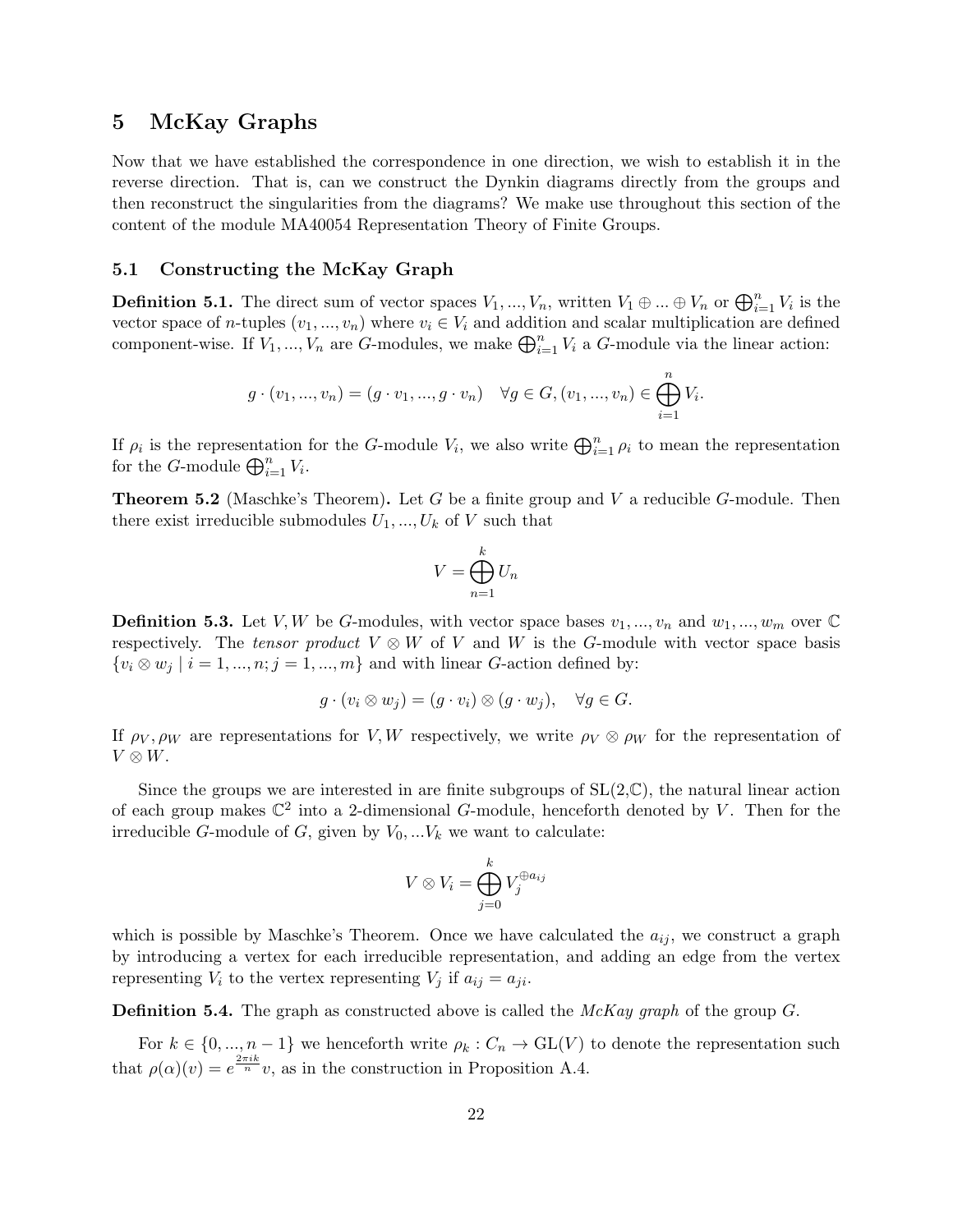## 5 McKay Graphs

Now that we have established the correspondence in one direction, we wish to establish it in the reverse direction. That is, can we construct the Dynkin diagrams directly from the groups and then reconstruct the singularities from the diagrams? We make use throughout this section of the content of the module MA40054 Representation Theory of Finite Groups.

### 5.1 Constructing the McKay Graph

**Definition 5.1.** The direct sum of vector spaces $V_1, ..., V_n$, written $V_1 \oplus ... \oplus V_n$ or $\bigoplus_{i=1}^n V_i$ is the vector space of $n$-tuples $(v_1, ..., v_n)$ where $v_i \in V_i$ and addition and scalar multiplication are defined component-wise. If $V_1, ..., V_n$ are $G$-modules, we make $\bigoplus_{i=1}^n V_i$ a $G$-module via the linear action:

$$g \cdot (v_1, ..., v_n) = (g \cdot v_1, ..., g \cdot v_n) \quad \forall g \in G, (v_1, ..., v_n) \in \bigoplus_{i=1}^n V_i.$$

If $\rho_i$ is the representation for the $G$-module $V_i$, we also write $\bigoplus_{i=1}^n \rho_i$ to mean the representation for the $G$-module $\bigoplus_{i=1}^n V_i$.

**Theorem 5.2** (Maschke's Theorem)**.** Let $G$ be a finite group and $V$ a reducible $G$-module. Then there exist irreducible submodules $U_1, ..., U_k$ of $V$ such that

$$V = \bigoplus_{n=1}^k U_n$$

**Definition 5.3.** Let $V, W$ be $G$-modules, with vector space bases $v_1, ..., v_n$ and $w_1, ..., w_m$ over $\mathbb{C}$ respectively. The *tensor product* $V \otimes W$ of $V$ and $W$ is the $G$-module with vector space basis $\{v_i \otimes w_j \mid i = 1, ..., n; j = 1, ..., m\}$ and with linear $G$-action defined by:

$$g \cdot (v_i \otimes w_j) = (g \cdot v_i) \otimes (g \cdot w_j), \quad \forall g \in G.$$

If $\rho_V, \rho_W$ are representations for $V, W$ respectively, we write $\rho_V \otimes \rho_W$ for the representation of $V \otimes W$.

Since the groups we are interested in are finite subgroups of SL(2,$\mathbb{C}$), the natural linear action of each group makes $\mathbb{C}^2$ into a 2-dimensional $G$-module, henceforth denoted by $V$. Then for the irreducible $G$-module of $G$, given by $V_0, ...V_k$ we want to calculate:

$$V \otimes V_i = \bigoplus_{j=0}^k V_j^{\oplus a_{ij}}$$

which is possible by Maschke's Theorem. Once we have calculated the $a_{ij}$, we construct a graph by introducing a vertex for each irreducible representation, and adding an edge from the vertex representing $V_i$ to the vertex representing $V_j$ if $a_{ij} = a_{ji}$.

**Definition 5.4.** The graph as constructed above is called the *McKay graph* of the group $G$.

For $k \in \{0, ..., n-1\}$ we henceforth write $\rho_k : C_n \to \mathrm{GL}(V)$ to denote the representation such that $\rho(\alpha)(v) = e^{\frac{2\pi i k}{n}} v$, as in the construction in Proposition A.4.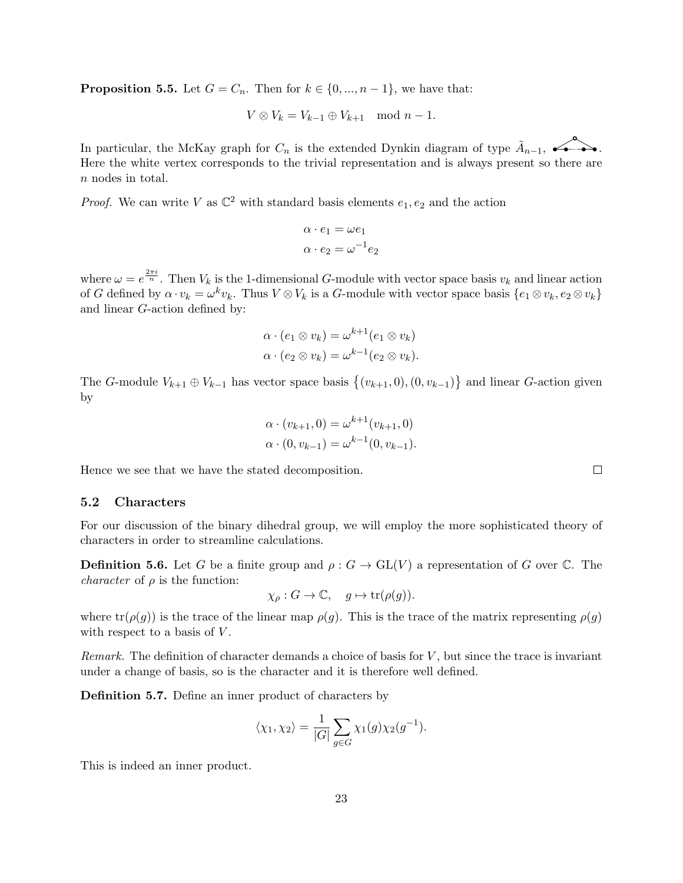**Proposition 5.5.** Let $G = C_n$. Then for $k \in \{0, ..., n-1\}$, we have that:

$$V \otimes V_k = V_{k-1} \oplus V_{k+1} \mod n-1.$$

In particular, the McKay graph for $C_n$ is the extended Dynkin diagram of type $\tilde{A}_{n-1}$. Here the white vertex corresponds to the trivial representation and is always present so there are $n$ nodes in total.

*Proof.* We can write $V$ as $\mathbb{C}^2$ with standard basis elements $e_1, e_2$ and the action

$$\alpha \cdot e_1 = \omega e_1$$
$$\alpha \cdot e_2 = \omega^{-1} e_2$$

where $\omega = e^{\frac{2\pi i}{n}}$. Then $V_k$ is the 1-dimensional $G$-module with vector space basis $v_k$ and linear action of $G$ defined by $\alpha \cdot v_k = \omega^k v_k$. Thus $V \otimes V_k$ is a $G$-module with vector space basis $\{e_1 \otimes v_k, e_2 \otimes v_k\}$ and linear $G$-action defined by:

$$\alpha \cdot (e_1 \otimes v_k) = \omega^{k+1}(e_1 \otimes v_k)$$
$$\alpha \cdot (e_2 \otimes v_k) = \omega^{k-1}(e_2 \otimes v_k).$$

The $G$-module $V_{k+1} \oplus V_{k-1}$ has vector space basis $\{(v_{k+1}, 0), (0, v_{k-1})\}$ and linear $G$-action given by

$$\alpha \cdot (v_{k+1}, 0) = \omega^{k+1}(v_{k+1}, 0)$$
$$\alpha \cdot (0, v_{k-1}) = \omega^{k-1}(0, v_{k-1}).$$

Hence we see that we have the stated decomposition. □

### 5.2 Characters

For our discussion of the binary dihedral group, we will employ the more sophisticated theory of characters in order to streamline calculations.

**Definition 5.6.** Let $G$ be a finite group and $\rho : G \to \mathrm{GL}(V)$ a representation of $G$ over $\mathbb{C}$. The *character* of $\rho$ is the function:

$$\chi_\rho : G \to \mathbb{C}, \quad g \mapsto \mathrm{tr}(\rho(g)).$$

where $\mathrm{tr}(\rho(g))$ is the trace of the linear map $\rho(g)$. This is the trace of the matrix representing $\rho(g)$ with respect to a basis of $V$.

*Remark.* The definition of character demands a choice of basis for $V$, but since the trace is invariant under a change of basis, so is the character and it is therefore well defined.

**Definition 5.7.** Define an inner product of characters by

$$\langle \chi_1, \chi_2 \rangle = \frac{1}{|G|} \sum_{g \in G} \chi_1(g)\chi_2(g^{-1}).$$

This is indeed an inner product.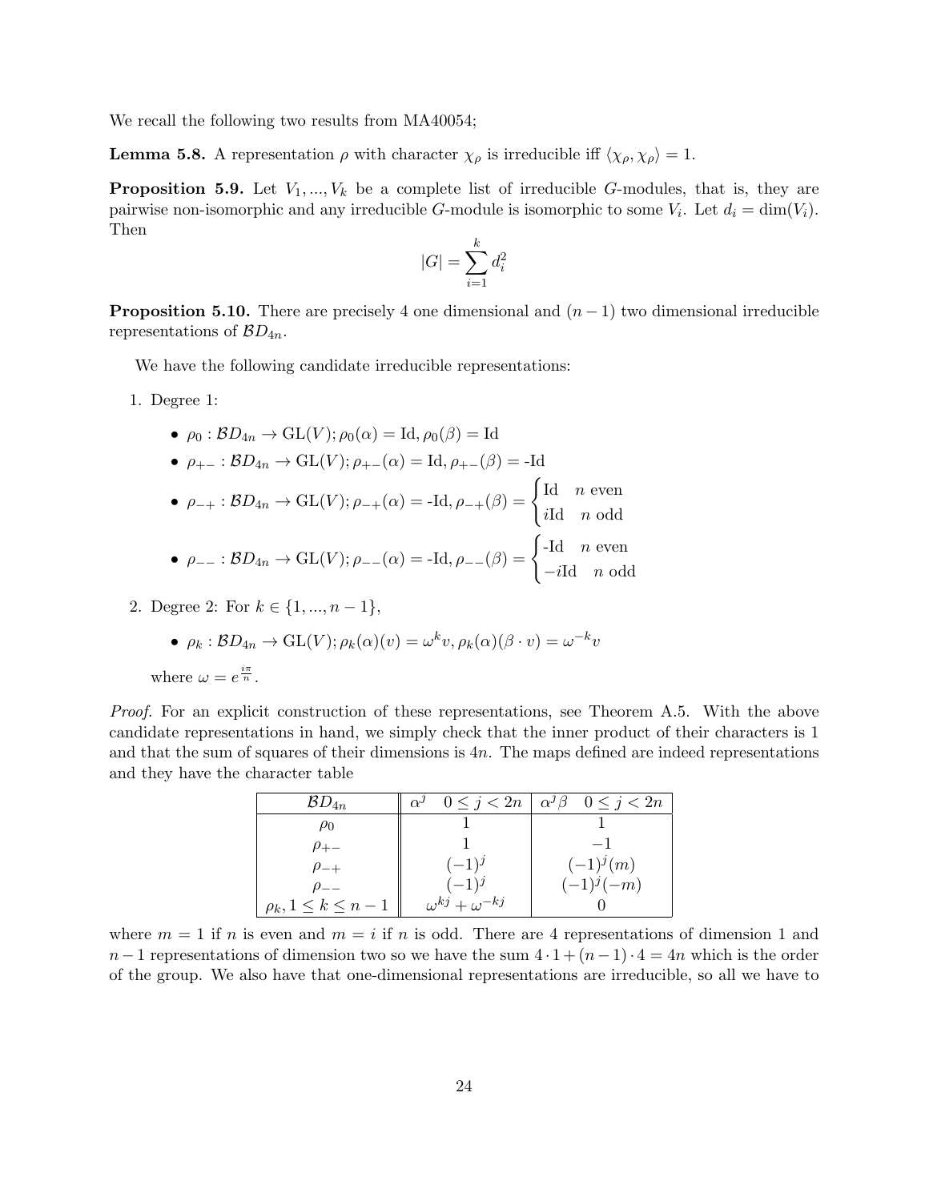We recall the following two results from MA40054;

**Lemma 5.8.** A representation $\rho$ with character $\chi_\rho$ is irreducible iff $\langle \chi_\rho, \chi_\rho \rangle = 1$.

**Proposition 5.9.** Let $V_1, ..., V_k$ be a complete list of irreducible $G$-modules, that is, they are pairwise non-isomorphic and any irreducible $G$-module is isomorphic to some $V_i$. Let $d_i = \dim(V_i)$. Then

$$|G| = \sum_{i=1}^{k} d_i^2$$

**Proposition 5.10.** There are precisely 4 one dimensional and $(n-1)$ two dimensional irreducible representations of $\mathcal{B}D_{4n}$.

We have the following candidate irreducible representations:

1. Degree 1:
   - $\rho_0 : \mathcal{B}D_{4n} \to \mathrm{GL}(V); \rho_0(\alpha) = \mathrm{Id}, \rho_0(\beta) = \mathrm{Id}$
   - $\rho_{+-} : \mathcal{B}D_{4n} \to \mathrm{GL}(V); \rho_{+-}(\alpha) = \mathrm{Id}, \rho_{+-}(\beta) = \text{-Id}$
   - $\rho_{-+} : \mathcal{B}D_{4n} \to \mathrm{GL}(V); \rho_{-+}(\alpha) = \text{-Id}, \rho_{-+}(\beta) = \begin{cases} \mathrm{Id} & n \text{ even} \\ i\mathrm{Id} & n \text{ odd} \end{cases}$
   - $\rho_{--} : \mathcal{B}D_{4n} \to \mathrm{GL}(V); \rho_{--}(\alpha) = \text{-Id}, \rho_{--}(\beta) = \begin{cases} \text{-Id} & n \text{ even} \\ -i\mathrm{Id} & n \text{ odd} \end{cases}$

2. Degree 2: For $k \in \{1, ..., n-1\}$,
   - $\rho_k : \mathcal{B}D_{4n} \to \mathrm{GL}(V); \rho_k(\alpha)(v) = \omega^k v, \rho_k(\alpha)(\beta \cdot v) = \omega^{-k} v$

   where $\omega = e^{\frac{i\pi}{n}}$.

*Proof.* For an explicit construction of these representations, see Theorem A.5. With the above candidate representations in hand, we simply check that the inner product of their characters is 1 and that the sum of squares of their dimensions is $4n$. The maps defined are indeed representations and they have the character table

| $\mathcal{B}D_{4n}$ | $\alpha^j \quad 0 \le j < 2n$ | $\alpha^j\beta \quad 0 \le j < 2n$ |
|---|---|---|
| $\rho_0$ | $1$ | $1$ |
| $\rho_{+-}$ | $1$ | $-1$ |
| $\rho_{-+}$ | $(-1)^j$ | $(-1)^j(m)$ |
| $\rho_{--}$ | $(-1)^j$ | $(-1)^j(-m)$ |
| $\rho_k, 1 \le k \le n-1$ | $\omega^{kj} + \omega^{-kj}$ | $0$ |

where $m = 1$ if $n$ is even and $m = i$ if $n$ is odd. There are 4 representations of dimension 1 and $n-1$ representations of dimension two so we have the sum $4 \cdot 1 + (n-1) \cdot 4 = 4n$ which is the order of the group. We also have that one-dimensional representations are irreducible, so all we have to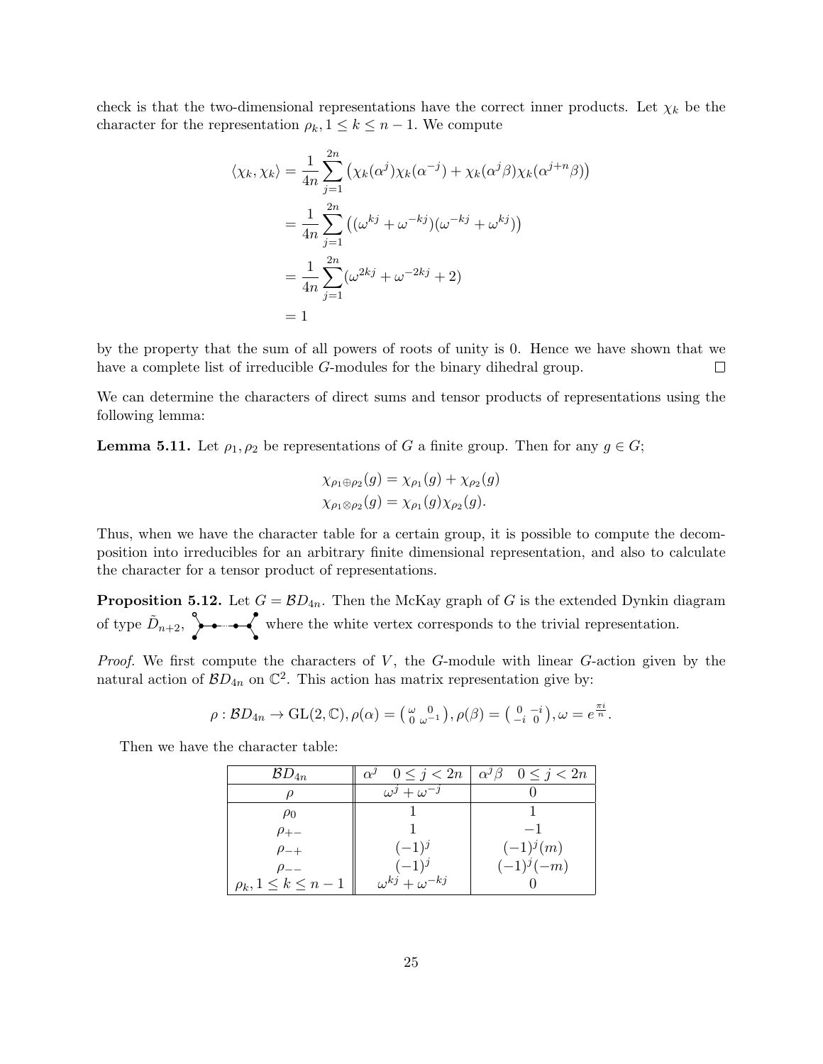check is that the two-dimensional representations have the correct inner products. Let $\chi_k$ be the character for the representation $\rho_k, 1 \leq k \leq n-1$. We compute

$$
\begin{aligned}
\langle \chi_k, \chi_k \rangle &= \frac{1}{4n} \sum_{j=1}^{2n} \left( \chi_k(\alpha^j)\chi_k(\alpha^{-j}) + \chi_k(\alpha^j \beta)\chi_k(\alpha^{j+n}\beta) \right) \\
&= \frac{1}{4n} \sum_{j=1}^{2n} \left( (\omega^{kj} + \omega^{-kj})(\omega^{-kj} + \omega^{kj}) \right) \\
&= \frac{1}{4n} \sum_{j=1}^{2n} (\omega^{2kj} + \omega^{-2kj} + 2) \\
&= 1
\end{aligned}
$$

by the property that the sum of all powers of roots of unity is 0. Hence we have shown that we have a complete list of irreducible $G$-modules for the binary dihedral group. ∎

We can determine the characters of direct sums and tensor products of representations using the following lemma:

**Lemma 5.11.** Let $\rho_1, \rho_2$ be representations of $G$ a finite group. Then for any $g \in G$;

$$
\begin{aligned}
\chi_{\rho_1 \oplus \rho_2}(g) &= \chi_{\rho_1}(g) + \chi_{\rho_2}(g) \\
\chi_{\rho_1 \otimes \rho_2}(g) &= \chi_{\rho_1}(g)\chi_{\rho_2}(g).
\end{aligned}
$$

Thus, when we have the character table for a certain group, it is possible to compute the decomposition into irreducibles for an arbitrary finite dimensional representation, and also to calculate the character for a tensor product of representations.

**Proposition 5.12.** Let $G = \mathcal{B}D_{4n}$. Then the McKay graph of $G$ is the extended Dynkin diagram of type $\tilde{D}_{n+2}$, where the white vertex corresponds to the trivial representation.

*Proof.* We first compute the characters of $V$, the $G$-module with linear $G$-action given by the natural action of $\mathcal{B}D_{4n}$ on $\mathbb{C}^2$. This action has matrix representation give by:

$$
\rho : \mathcal{B}D_{4n} \to \mathrm{GL}(2, \mathbb{C}), \rho(\alpha) = \begin{pmatrix} \omega & 0 \\ 0 & \omega^{-1} \end{pmatrix}, \rho(\beta) = \begin{pmatrix} 0 & -i \\ -i & 0 \end{pmatrix}, \omega = e^{\frac{\pi i}{n}}.
$$

Then we have the character table:

| $\mathcal{B}D_{4n}$ | $\alpha^j \quad 0 \leq j < 2n$ | $\alpha^j\beta \quad 0 \leq j < 2n$ |
|---|---|---|
| $\rho$ | $\omega^j + \omega^{-j}$ | $0$ |
| $\rho_0$ | $1$ | $1$ |
| $\rho_{+-}$ | $1$ | $-1$ |
| $\rho_{-+}$ | $(-1)^j$ | $(-1)^j(m)$ |
| $\rho_{--}$ | $(-1)^j$ | $(-1)^j(-m)$ |
| $\rho_k, 1 \leq k \leq n-1$ | $\omega^{kj} + \omega^{-kj}$ | $0$ |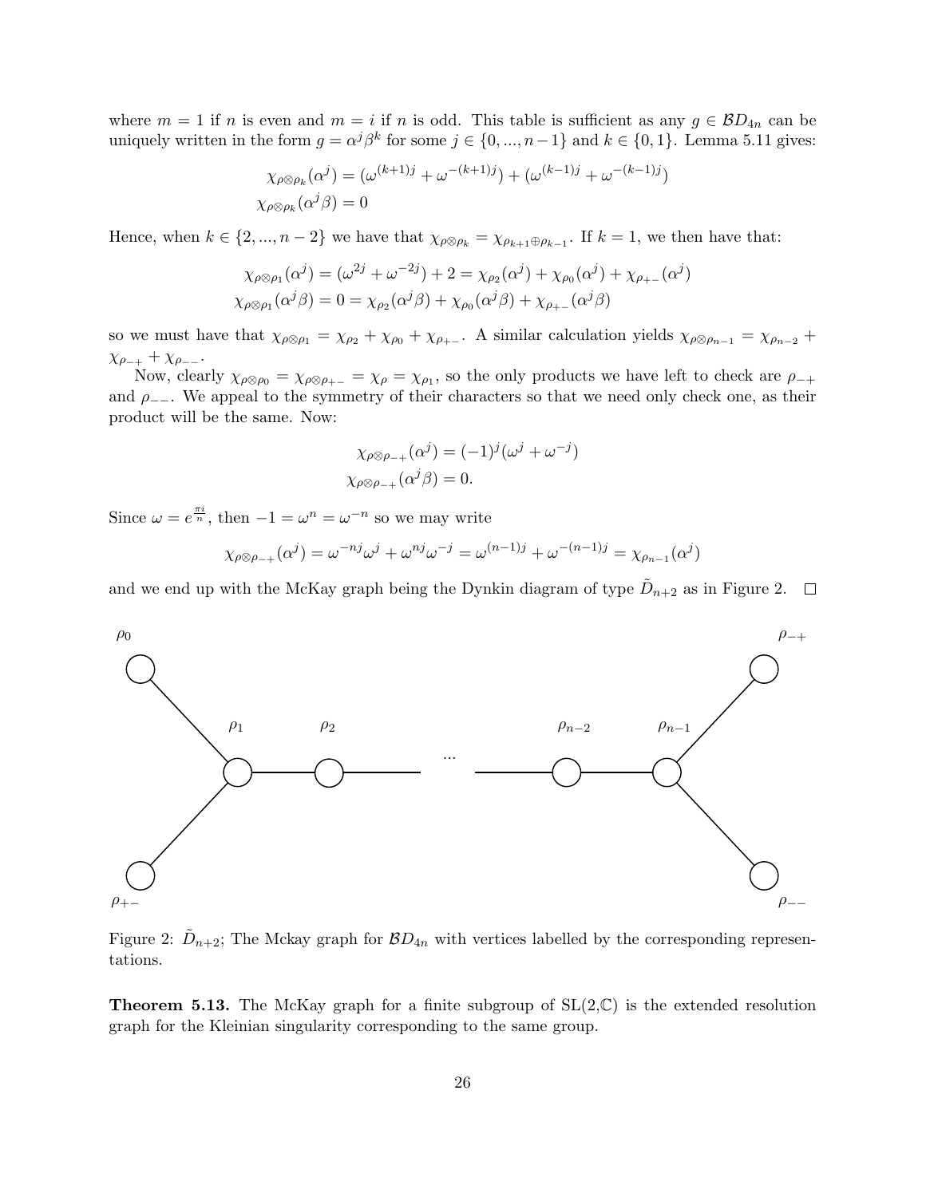where $m = 1$ if $n$ is even and $m = i$ if $n$ is odd. This table is sufficient as any $g \in \mathcal{B}D_{4n}$ can be uniquely written in the form $g = \alpha^j \beta^k$ for some $j \in \{0, ..., n-1\}$ and $k \in \{0, 1\}$. Lemma 5.11 gives:

$$\chi_{\rho\otimes\rho_k}(\alpha^j) = (\omega^{(k+1)j} + \omega^{-(k+1)j}) + (\omega^{(k-1)j} + \omega^{-(k-1)j})$$
$$\chi_{\rho\otimes\rho_k}(\alpha^j\beta) = 0$$

Hence, when $k \in \{2, ..., n-2\}$ we have that $\chi_{\rho\otimes\rho_k} = \chi_{\rho_{k+1}\oplus\rho_{k-1}}$. If $k = 1$, we then have that:

$$\chi_{\rho\otimes\rho_1}(\alpha^j) = (\omega^{2j} + \omega^{-2j}) + 2 = \chi_{\rho_2}(\alpha^j) + \chi_{\rho_0}(\alpha^j) + \chi_{\rho_{+-}}(\alpha^j)$$
$$\chi_{\rho\otimes\rho_1}(\alpha^j\beta) = 0 = \chi_{\rho_2}(\alpha^j\beta) + \chi_{\rho_0}(\alpha^j\beta) + \chi_{\rho_{+-}}(\alpha^j\beta)$$

so we must have that $\chi_{\rho\otimes\rho_1} = \chi_{\rho_2} + \chi_{\rho_0} + \chi_{\rho_{+-}}$. A similar calculation yields $\chi_{\rho\otimes\rho_{n-1}} = \chi_{\rho_{n-2}} + \chi_{\rho_{-+}} + \chi_{\rho_{--}}$.

Now, clearly $\chi_{\rho\otimes\rho_0} = \chi_{\rho\otimes\rho_{+-}} = \chi_\rho = \chi_{\rho_1}$, so the only products we have left to check are $\rho_{-+}$ and $\rho_{--}$. We appeal to the symmetry of their characters so that we need only check one, as their product will be the same. Now:

$$\chi_{\rho\otimes\rho_{-+}}(\alpha^j) = (-1)^j(\omega^j + \omega^{-j})$$
$$\chi_{\rho\otimes\rho_{-+}}(\alpha^j\beta) = 0.$$

Since $\omega = e^{\frac{\pi i}{n}}$, then $-1 = \omega^n = \omega^{-n}$ so we may write

$$\chi_{\rho\otimes\rho_{-+}}(\alpha^j) = \omega^{-nj}\omega^j + \omega^{nj}\omega^{-j} = \omega^{(n-1)j} + \omega^{-(n-1)j} = \chi_{\rho_{n-1}}(\alpha^j)$$

and we end up with the McKay graph being the Dynkin diagram of type $\tilde{D}_{n+2}$ as in Figure 2. $\square$

Figure 2: $\tilde{D}_{n+2}$; The Mckay graph for $\mathcal{B}D_{4n}$ with vertices labelled by the corresponding representations.

**Theorem 5.13.** The McKay graph for a finite subgroup of SL(2,$\mathbb{C}$) is the extended resolution graph for the Kleinian singularity corresponding to the same group.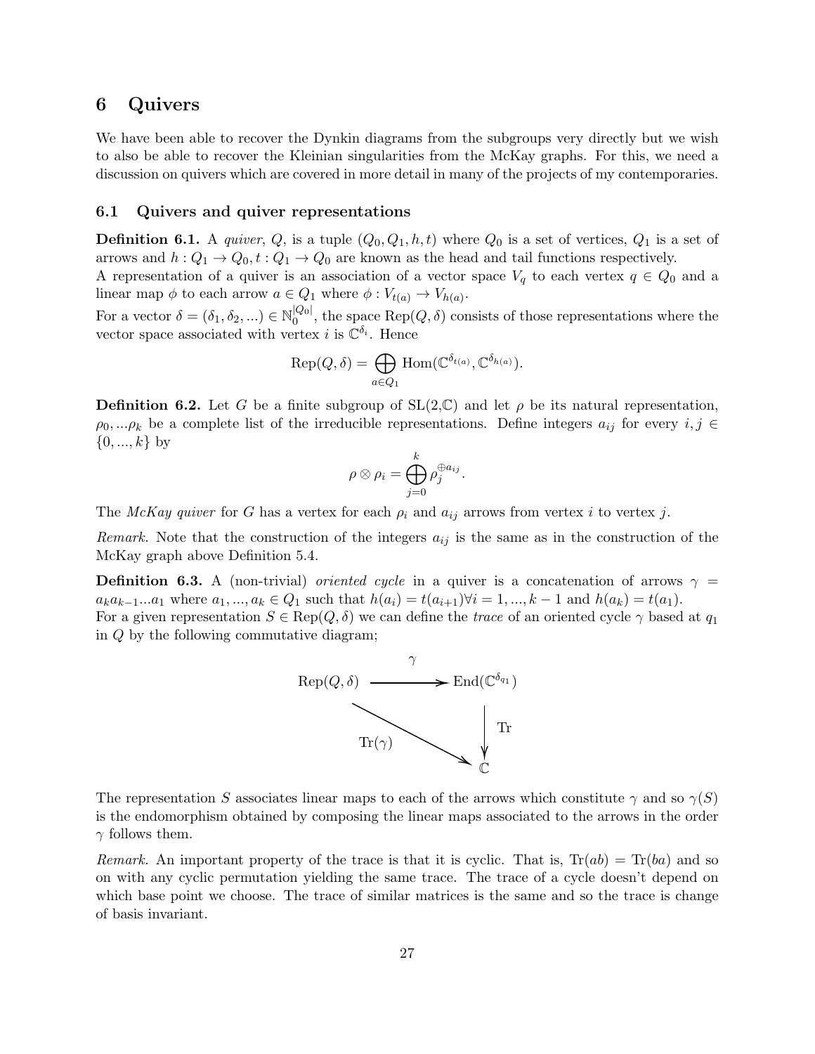# 6 Quivers

We have been able to recover the Dynkin diagrams from the subgroups very directly but we wish to also be able to recover the Kleinian singularities from the McKay graphs. For this, we need a discussion on quivers which are covered in more detail in many of the projects of my contemporaries.

## 6.1 Quivers and quiver representations

**Definition 6.1.** A *quiver*, $Q$, is a tuple $(Q_0, Q_1, h, t)$ where $Q_0$ is a set of vertices, $Q_1$ is a set of arrows and $h : Q_1 \to Q_0, t : Q_1 \to Q_0$ are known as the head and tail functions respectively.
A representation of a quiver is an association of a vector space $V_q$ to each vertex $q \in Q_0$ and a linear map $\phi$ to each arrow $a \in Q_1$ where $\phi : V_{t(a)} \to V_{h(a)}$.
For a vector $\delta = (\delta_1, \delta_2, ...) \in \mathbb{N}_0^{|Q_0|}$, the space $\text{Rep}(Q, \delta)$ consists of those representations where the vector space associated with vertex $i$ is $\mathbb{C}^{\delta_i}$. Hence

$$\text{Rep}(Q, \delta) = \bigoplus_{a \in Q_1} \text{Hom}(\mathbb{C}^{\delta_{t(a)}}, \mathbb{C}^{\delta_{h(a)}}).$$

**Definition 6.2.** Let $G$ be a finite subgroup of SL(2,$\mathbb{C}$) and let $\rho$ be its natural representation, $\rho_0, ...\rho_k$ be a complete list of the irreducible representations. Define integers $a_{ij}$ for every $i, j \in \{0, ..., k\}$ by

$$\rho \otimes \rho_i = \bigoplus_{j=0}^{k} \rho_j^{\oplus a_{ij}}.$$

The *McKay quiver* for $G$ has a vertex for each $\rho_i$ and $a_{ij}$ arrows from vertex $i$ to vertex $j$.

*Remark.* Note that the construction of the integers $a_{ij}$ is the same as in the construction of the McKay graph above Definition 5.4.

**Definition 6.3.** A (non-trivial) *oriented cycle* in a quiver is a concatenation of arrows $\gamma = a_k a_{k-1} ... a_1$ where $a_1, ..., a_k \in Q_1$ such that $h(a_i) = t(a_{i+1}) \forall i = 1, ..., k-1$ and $h(a_k) = t(a_1)$.
For a given representation $S \in \text{Rep}(Q, \delta)$ we can define the *trace* of an oriented cycle $\gamma$ based at $q_1$ in $Q$ by the following commutative diagram;

$$\begin{array}{ccc} \text{Rep}(Q, \delta) & \xrightarrow{\quad \gamma \quad} & \text{End}(\mathbb{C}^{\delta_{q_1}}) \\ & \searrow^{\text{Tr}(\gamma)} & \downarrow \text{Tr} \\ & & \mathbb{C} \end{array}$$

The representation $S$ associates linear maps to each of the arrows which constitute $\gamma$ and so $\gamma(S)$ is the endomorphism obtained by composing the linear maps associated to the arrows in the order $\gamma$ follows them.

*Remark.* An important property of the trace is that it is cyclic. That is, $\text{Tr}(ab) = \text{Tr}(ba)$ and so on with any cyclic permutation yielding the same trace. The trace of a cycle doesn't depend on which base point we choose. The trace of similar matrices is the same and so the trace is change of basis invariant.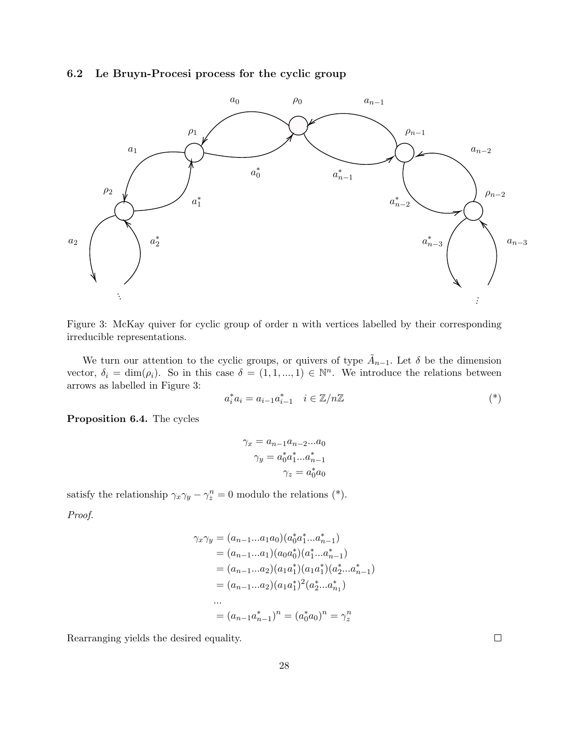### 6.2 Le Bruyn-Procesi process for the cyclic group

Figure 3: McKay quiver for cyclic group of order n with vertices labelled by their corresponding irreducible representations.

We turn our attention to the cyclic groups, or quivers of type $\tilde{A}_{n-1}$. Let $\delta$ be the dimension vector, $\delta_i = \dim(\rho_i)$. So in this case $\delta = (1, 1, ..., 1) \in \mathbb{N}^n$. We introduce the relations between arrows as labelled in Figure 3:

$$a_i^* a_i = a_{i-1} a_{i-1}^* \quad i \in \mathbb{Z}/n\mathbb{Z} \tag{*}$$

**Proposition 6.4.** The cycles

$$\gamma_x = a_{n-1} a_{n-2} ... a_0$$
$$\gamma_y = a_0^* a_1^* ... a_{n-1}^*$$
$$\gamma_z = a_0^* a_0$$

satisfy the relationship $\gamma_x \gamma_y - \gamma_z^n = 0$ modulo the relations (*).

*Proof.*

$$\begin{aligned}
\gamma_x \gamma_y &= (a_{n-1} ... a_1 a_0)(a_0^* a_1^* ... a_{n-1}^*) \\
&= (a_{n-1} ... a_1)(a_0 a_0^*)(a_1^* ... a_{n-1}^*) \\
&= (a_{n-1} ... a_2)(a_1 a_1^*)(a_1 a_1^*)(a_2^* ... a_{n-1}^*) \\
&= (a_{n-1} ... a_2)(a_1 a_1^*)^2 (a_2^* ... a_{n_1}^*) \\
&... \\
&= (a_{n-1} a_{n-1}^*)^n = (a_0^* a_0)^n = \gamma_z^n
\end{aligned}$$

Rearranging yields the desired equality. $\square$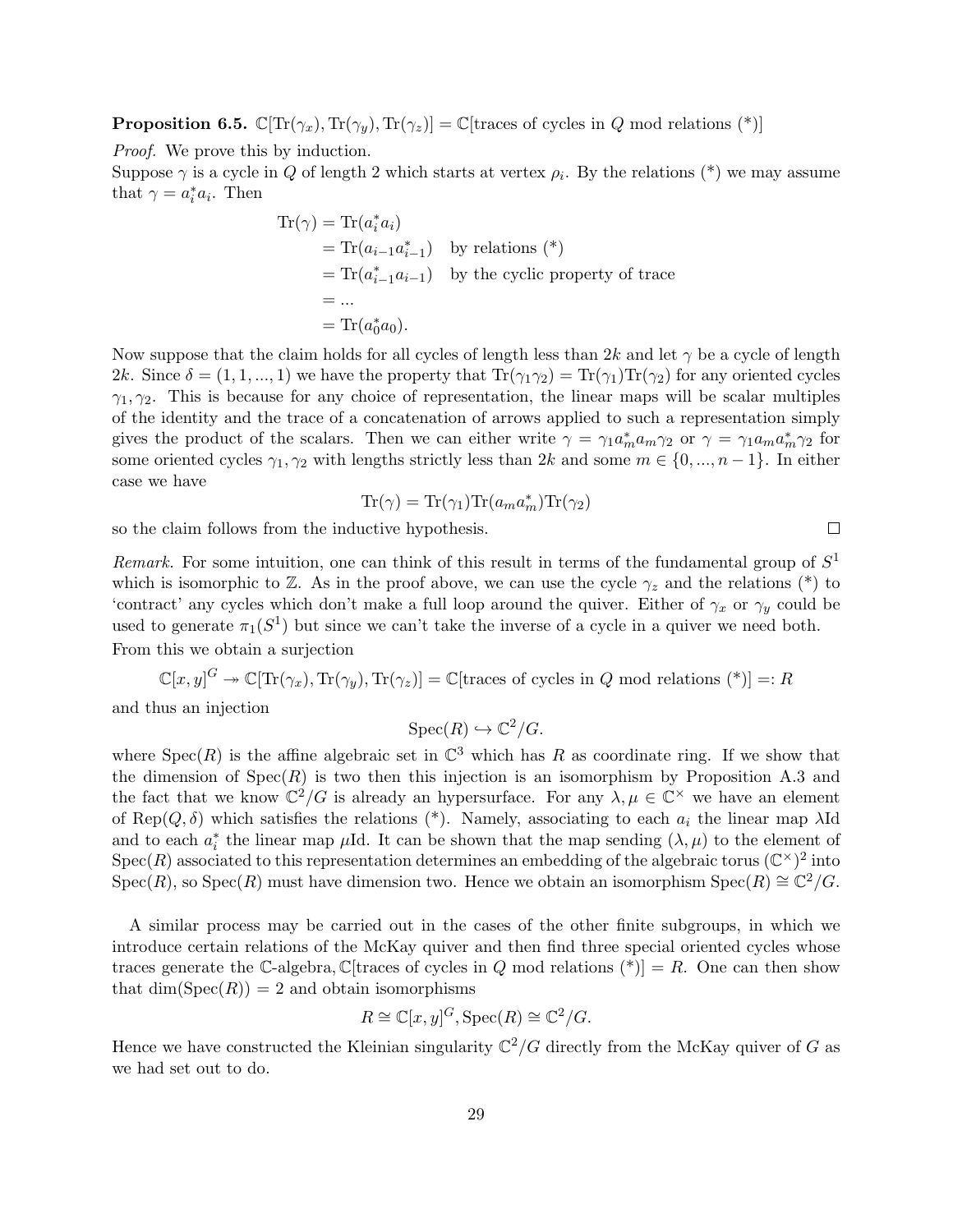**Proposition 6.5.** $\mathbb{C}[\mathrm{Tr}(\gamma_x), \mathrm{Tr}(\gamma_y), \mathrm{Tr}(\gamma_z)] = \mathbb{C}[\text{traces of cycles in } Q \text{ mod relations } (*)]$

*Proof.* We prove this by induction.
Suppose $\gamma$ is a cycle in $Q$ of length 2 which starts at vertex $\rho_i$. By the relations (*) we may assume that $\gamma = a_i^* a_i$. Then

$$\begin{aligned}
\mathrm{Tr}(\gamma) &= \mathrm{Tr}(a_i^* a_i) \\
&= \mathrm{Tr}(a_{i-1} a_{i-1}^*) \quad \text{by relations } (*) \\
&= \mathrm{Tr}(a_{i-1}^* a_{i-1}) \quad \text{by the cyclic property of trace} \\
&= ... \\
&= \mathrm{Tr}(a_0^* a_0).
\end{aligned}$$

Now suppose that the claim holds for all cycles of length less than $2k$ and let $\gamma$ be a cycle of length $2k$. Since $\delta = (1, 1, ..., 1)$ we have the property that $\mathrm{Tr}(\gamma_1\gamma_2) = \mathrm{Tr}(\gamma_1)\mathrm{Tr}(\gamma_2)$ for any oriented cycles $\gamma_1, \gamma_2$. This is because for any choice of representation, the linear maps will be scalar multiples of the identity and the trace of a concatenation of arrows applied to such a representation simply gives the product of the scalars. Then we can either write $\gamma = \gamma_1 a_m^* a_m \gamma_2$ or $\gamma = \gamma_1 a_m a_m^* \gamma_2$ for some oriented cycles $\gamma_1, \gamma_2$ with lengths strictly less than $2k$ and some $m \in \{0, ..., n-1\}$. In either case we have

$$\mathrm{Tr}(\gamma) = \mathrm{Tr}(\gamma_1)\mathrm{Tr}(a_m a_m^*)\mathrm{Tr}(\gamma_2)$$

so the claim follows from the inductive hypothesis. $\square$

*Remark.* For some intuition, one can think of this result in terms of the fundamental group of $S^1$ which is isomorphic to $\mathbb{Z}$. As in the proof above, we can use the cycle $\gamma_z$ and the relations (*) to 'contract' any cycles which don't make a full loop around the quiver. Either of $\gamma_x$ or $\gamma_y$ could be used to generate $\pi_1(S^1)$ but since we can't take the inverse of a cycle in a quiver we need both.

From this we obtain a surjection

$$\mathbb{C}[x,y]^G \twoheadrightarrow \mathbb{C}[\mathrm{Tr}(\gamma_x), \mathrm{Tr}(\gamma_y), \mathrm{Tr}(\gamma_z)] = \mathbb{C}[\text{traces of cycles in } Q \text{ mod relations } (*)] =: R$$

and thus an injection

$$\mathrm{Spec}(R) \hookrightarrow \mathbb{C}^2/G.$$

where $\mathrm{Spec}(R)$ is the affine algebraic set in $\mathbb{C}^3$ which has $R$ as coordinate ring. If we show that the dimension of $\mathrm{Spec}(R)$ is two then this injection is an isomorphism by Proposition A.3 and the fact that we know $\mathbb{C}^2/G$ is already an hypersurface. For any $\lambda, \mu \in \mathbb{C}^\times$ we have an element of $\mathrm{Rep}(Q, \delta)$ which satisfies the relations (*). Namely, associating to each $a_i$ the linear map $\lambda\mathrm{Id}$ and to each $a_i^*$ the linear map $\mu\mathrm{Id}$. It can be shown that the map sending $(\lambda, \mu)$ to the element of $\mathrm{Spec}(R)$ associated to this representation determines an embedding of the algebraic torus $(\mathbb{C}^\times)^2$ into $\mathrm{Spec}(R)$, so $\mathrm{Spec}(R)$ must have dimension two. Hence we obtain an isomorphism $\mathrm{Spec}(R) \cong \mathbb{C}^2/G$.

A similar process may be carried out in the cases of the other finite subgroups, in which we introduce certain relations of the McKay quiver and then find three special oriented cycles whose traces generate the $\mathbb{C}$-algebra, $\mathbb{C}[\text{traces of cycles in } Q \text{ mod relations } (*)] = R$. One can then show that $\dim(\mathrm{Spec}(R)) = 2$ and obtain isomorphisms

$$R \cong \mathbb{C}[x,y]^G, \mathrm{Spec}(R) \cong \mathbb{C}^2/G.$$

Hence we have constructed the Kleinian singularity $\mathbb{C}^2/G$ directly from the McKay quiver of $G$ as we had set out to do.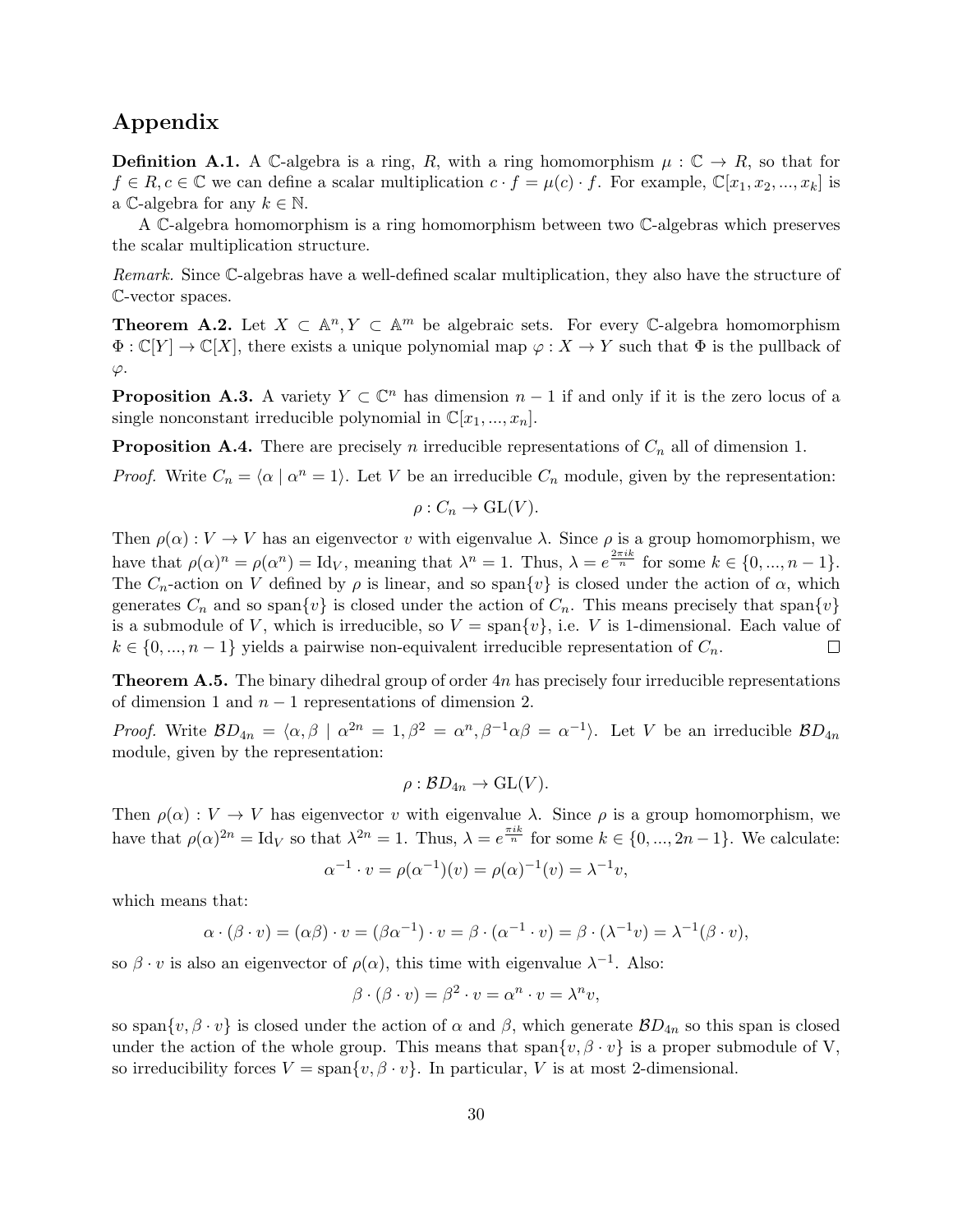## Appendix

**Definition A.1.** A $\mathbb{C}$-algebra is a ring, $R$, with a ring homomorphism $\mu : \mathbb{C} \to R$, so that for $f \in R, c \in \mathbb{C}$ we can define a scalar multiplication $c \cdot f = \mu(c) \cdot f$. For example, $\mathbb{C}[x_1, x_2, ..., x_k]$ is a $\mathbb{C}$-algebra for any $k \in \mathbb{N}$.

A $\mathbb{C}$-algebra homomorphism is a ring homomorphism between two $\mathbb{C}$-algebras which preserves the scalar multiplication structure.

*Remark.* Since $\mathbb{C}$-algebras have a well-defined scalar multiplication, they also have the structure of $\mathbb{C}$-vector spaces.

**Theorem A.2.** Let $X \subset \mathbb{A}^n, Y \subset \mathbb{A}^m$ be algebraic sets. For every $\mathbb{C}$-algebra homomorphism $\Phi : \mathbb{C}[Y] \to \mathbb{C}[X]$, there exists a unique polynomial map $\varphi : X \to Y$ such that $\Phi$ is the pullback of $\varphi$.

**Proposition A.3.** A variety $Y \subset \mathbb{C}^n$ has dimension $n-1$ if and only if it is the zero locus of a single nonconstant irreducible polynomial in $\mathbb{C}[x_1, ..., x_n]$.

**Proposition A.4.** There are precisely $n$ irreducible representations of $C_n$ all of dimension 1.

*Proof.* Write $C_n = \langle \alpha \mid \alpha^n = 1 \rangle$. Let $V$ be an irreducible $C_n$ module, given by the representation:

$$\rho : C_n \to \mathrm{GL}(V).$$

Then $\rho(\alpha) : V \to V$ has an eigenvector $v$ with eigenvalue $\lambda$. Since $\rho$ is a group homomorphism, we have that $\rho(\alpha)^n = \rho(\alpha^n) = \mathrm{Id}_V$, meaning that $\lambda^n = 1$. Thus, $\lambda = e^{\frac{2\pi i k}{n}}$ for some $k \in \{0, ..., n-1\}$. The $C_n$-action on $V$ defined by $\rho$ is linear, and so $\mathrm{span}\{v\}$ is closed under the action of $\alpha$, which generates $C_n$ and so $\mathrm{span}\{v\}$ is closed under the action of $C_n$. This means precisely that $\mathrm{span}\{v\}$ is a submodule of $V$, which is irreducible, so $V = \mathrm{span}\{v\}$, i.e. $V$ is 1-dimensional. Each value of $k \in \{0, ..., n-1\}$ yields a pairwise non-equivalent irreducible representation of $C_n$. $\square$

**Theorem A.5.** The binary dihedral group of order $4n$ has precisely four irreducible representations of dimension 1 and $n-1$ representations of dimension 2.

*Proof.* Write $\mathcal{B}D_{4n} = \langle \alpha, \beta \mid \alpha^{2n} = 1, \beta^2 = \alpha^n, \beta^{-1}\alpha\beta = \alpha^{-1} \rangle$. Let $V$ be an irreducible $\mathcal{B}D_{4n}$ module, given by the representation:

$$\rho : \mathcal{B}D_{4n} \to \mathrm{GL}(V).$$

Then $\rho(\alpha) : V \to V$ has eigenvector $v$ with eigenvalue $\lambda$. Since $\rho$ is a group homomorphism, we have that $\rho(\alpha)^{2n} = \mathrm{Id}_V$ so that $\lambda^{2n} = 1$. Thus, $\lambda = e^{\frac{\pi i k}{n}}$ for some $k \in \{0, ..., 2n-1\}$. We calculate:

$$\alpha^{-1} \cdot v = \rho(\alpha^{-1})(v) = \rho(\alpha)^{-1}(v) = \lambda^{-1} v,$$

which means that:

$$\alpha \cdot (\beta \cdot v) = (\alpha\beta) \cdot v = (\beta\alpha^{-1}) \cdot v = \beta \cdot (\alpha^{-1} \cdot v) = \beta \cdot (\lambda^{-1} v) = \lambda^{-1}(\beta \cdot v),$$

so $\beta \cdot v$ is also an eigenvector of $\rho(\alpha)$, this time with eigenvalue $\lambda^{-1}$. Also:

$$\beta \cdot (\beta \cdot v) = \beta^2 \cdot v = \alpha^n \cdot v = \lambda^n v,$$

so $\mathrm{span}\{v, \beta \cdot v\}$ is closed under the action of $\alpha$ and $\beta$, which generate $\mathcal{B}D_{4n}$ so this span is closed under the action of the whole group. This means that $\mathrm{span}\{v, \beta \cdot v\}$ is a proper submodule of V, so irreducibility forces $V = \mathrm{span}\{v, \beta \cdot v\}$. In particular, $V$ is at most 2-dimensional.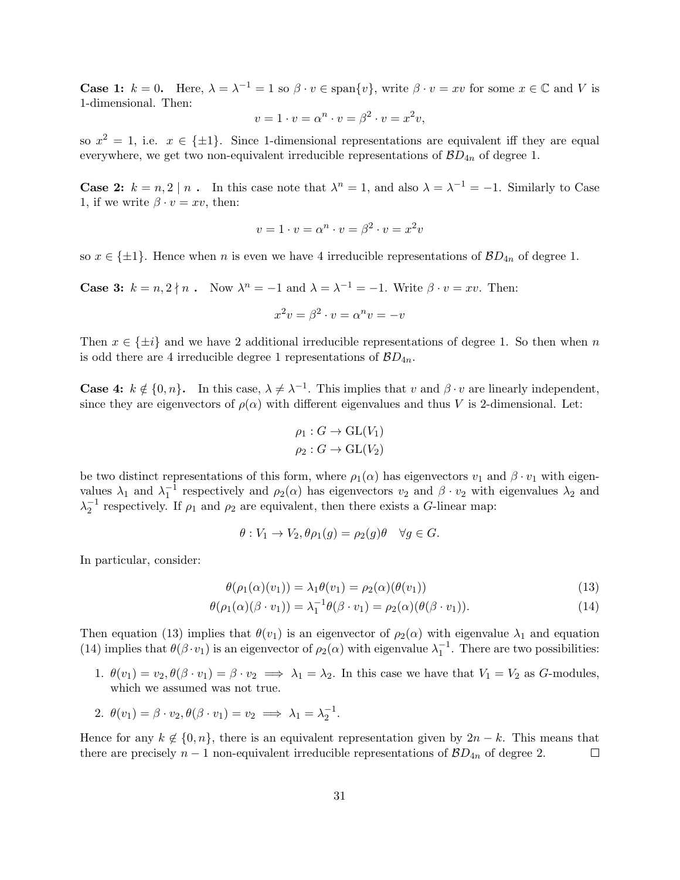**Case 1:** $k = 0$. Here, $\lambda = \lambda^{-1} = 1$ so $\beta \cdot v \in \text{span}\{v\}$, write $\beta \cdot v = xv$ for some $x \in \mathbb{C}$ and $V$ is 1-dimensional. Then:

$$v = 1 \cdot v = \alpha^n \cdot v = \beta^2 \cdot v = x^2 v,$$

so $x^2 = 1$, i.e. $x \in \{\pm 1\}$. Since 1-dimensional representations are equivalent iff they are equal everywhere, we get two non-equivalent irreducible representations of $\mathcal{B}D_{4n}$ of degree 1.

**Case 2:** $k = n, 2 \mid n$ **.** In this case note that $\lambda^n = 1$, and also $\lambda = \lambda^{-1} = -1$. Similarly to Case 1, if we write $\beta \cdot v = xv$, then:

$$v = 1 \cdot v = \alpha^n \cdot v = \beta^2 \cdot v = x^2 v$$

so $x \in \{\pm 1\}$. Hence when $n$ is even we have 4 irreducible representations of $\mathcal{B}D_{4n}$ of degree 1.

**Case 3:** $k = n, 2 \nmid n$ **.** Now $\lambda^n = -1$ and $\lambda = \lambda^{-1} = -1$. Write $\beta \cdot v = xv$. Then:

$$x^2 v = \beta^2 \cdot v = \alpha^n v = -v$$

Then $x \in \{\pm i\}$ and we have 2 additional irreducible representations of degree 1. So then when $n$ is odd there are 4 irreducible degree 1 representations of $\mathcal{B}D_{4n}$.

**Case 4:** $k \notin \{0, n\}$**.** In this case, $\lambda \neq \lambda^{-1}$. This implies that $v$ and $\beta \cdot v$ are linearly independent, since they are eigenvectors of $\rho(\alpha)$ with different eigenvalues and thus $V$ is 2-dimensional. Let:

$$\rho_1 : G \to \text{GL}(V_1)$$
$$\rho_2 : G \to \text{GL}(V_2)$$

be two distinct representations of this form, where $\rho_1(\alpha)$ has eigenvectors $v_1$ and $\beta \cdot v_1$ with eigenvalues $\lambda_1$ and $\lambda_1^{-1}$ respectively and $\rho_2(\alpha)$ has eigenvectors $v_2$ and $\beta \cdot v_2$ with eigenvalues $\lambda_2$ and $\lambda_2^{-1}$ respectively. If $\rho_1$ and $\rho_2$ are equivalent, then there exists a $G$-linear map:

$$\theta : V_1 \to V_2, \theta\rho_1(g) = \rho_2(g)\theta \quad \forall g \in G.$$

In particular, consider:

$$\theta(\rho_1(\alpha)(v_1)) = \lambda_1 \theta(v_1) = \rho_2(\alpha)(\theta(v_1)) \tag{13}$$

$$\theta(\rho_1(\alpha)(\beta \cdot v_1)) = \lambda_1^{-1} \theta(\beta \cdot v_1) = \rho_2(\alpha)(\theta(\beta \cdot v_1)). \tag{14}$$

Then equation (13) implies that $\theta(v_1)$ is an eigenvector of $\rho_2(\alpha)$ with eigenvalue $\lambda_1$ and equation (14) implies that $\theta(\beta \cdot v_1)$ is an eigenvector of $\rho_2(\alpha)$ with eigenvalue $\lambda_1^{-1}$. There are two possibilities:

1. $\theta(v_1) = v_2, \theta(\beta \cdot v_1) = \beta \cdot v_2 \implies \lambda_1 = \lambda_2$. In this case we have that $V_1 = V_2$ as $G$-modules, which we assumed was not true.
2. $\theta(v_1) = \beta \cdot v_2, \theta(\beta \cdot v_1) = v_2 \implies \lambda_1 = \lambda_2^{-1}$.

Hence for any $k \notin \{0, n\}$, there is an equivalent representation given by $2n - k$. This means that there are precisely $n - 1$ non-equivalent irreducible representations of $\mathcal{B}D_{4n}$ of degree 2. $\square$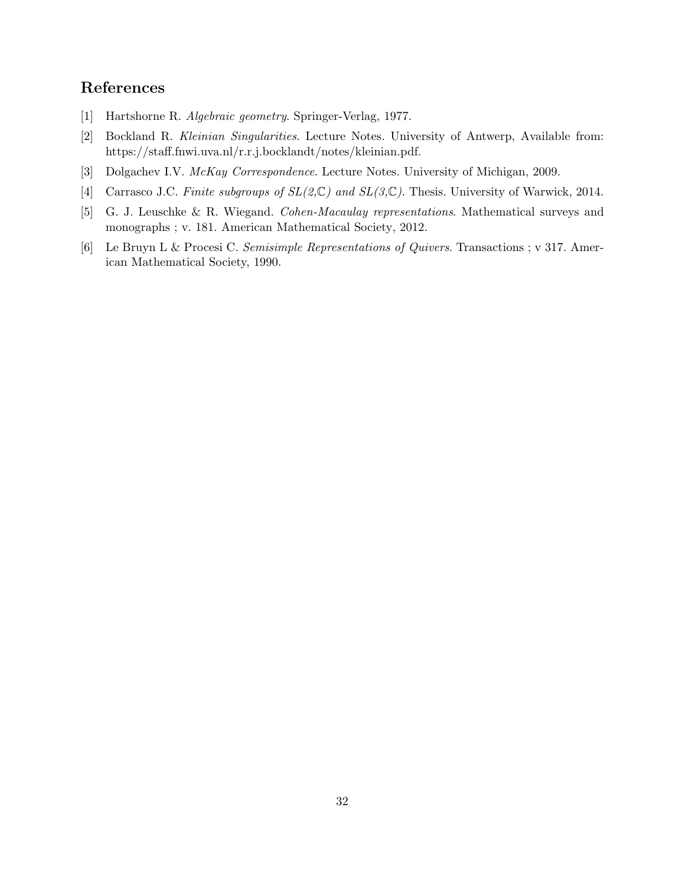## References

[1] Hartshorne R. *Algebraic geometry*. Springer-Verlag, 1977.

[2] Bockland R. *Kleinian Singularities*. Lecture Notes. University of Antwerp, Available from: https://staff.fnwi.uva.nl/r.r.j.bocklandt/notes/kleinian.pdf.

[3] Dolgachev I.V. *McKay Correspondence*. Lecture Notes. University of Michigan, 2009.

[4] Carrasco J.C. *Finite subgroups of SL(2,$\mathbb{C}$) and SL(3,$\mathbb{C}$)*. Thesis. University of Warwick, 2014.

[5] G. J. Leuschke & R. Wiegand. *Cohen-Macaulay representations*. Mathematical surveys and monographs ; v. 181. American Mathematical Society, 2012.

[6] Le Bruyn L & Procesi C. *Semisimple Representations of Quivers*. Transactions ; v 317. American Mathematical Society, 1990.